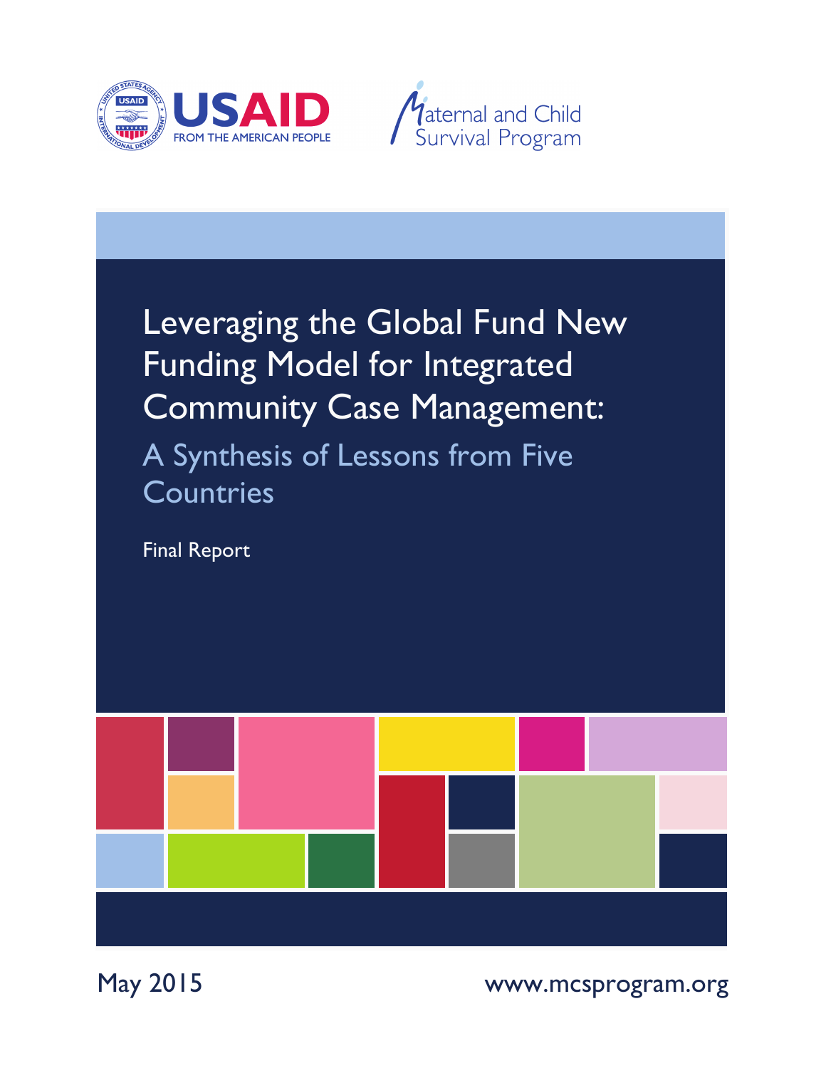USAID FROM THE AMERICAN PEOPLE

Maternal and Child Survival Program

# Leveraging the Global Fund New Funding Model for Integrated Community Case Management:

## A Synthesis of Lessons from Five Countries

Final Report

May 2015

www.mcsprogram.org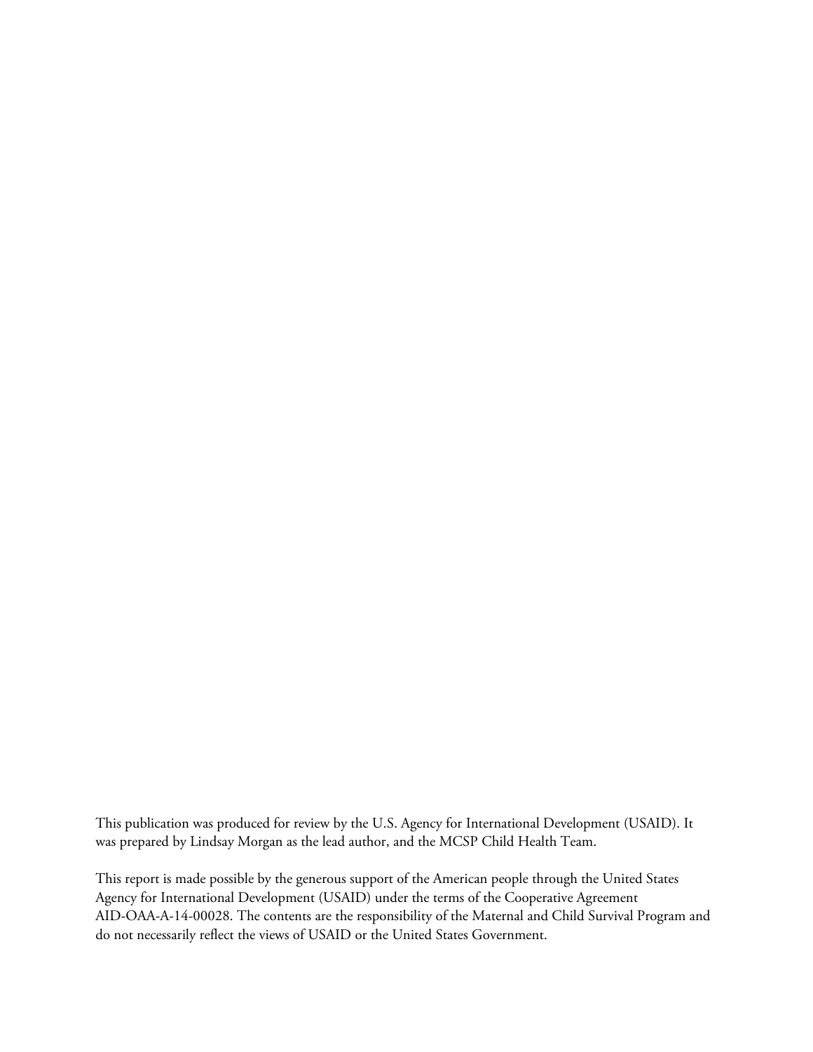This publication was produced for review by the U.S. Agency for International Development (USAID). It was prepared by Lindsay Morgan as the lead author, and the MCSP Child Health Team.

This report is made possible by the generous support of the American people through the United States Agency for International Development (USAID) under the terms of the Cooperative Agreement AID-OAA-A-14-00028. The contents are the responsibility of the Maternal and Child Survival Program and do not necessarily reflect the views of USAID or the United States Government.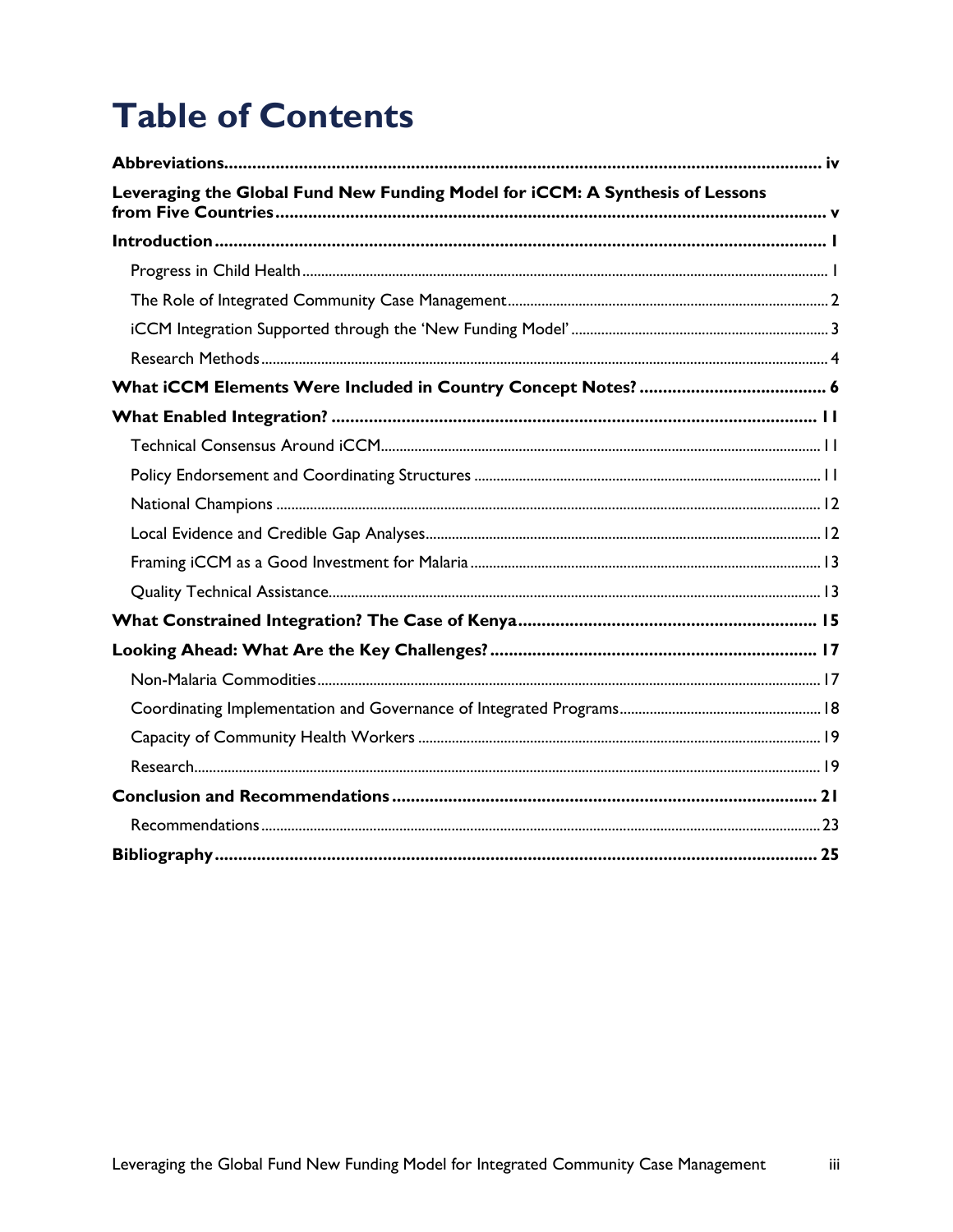# Table of Contents

**Abbreviations** ..... iv

**Leveraging the Global Fund New Funding Model for iCCM: A Synthesis of Lessons from Five Countries** ..... v

**Introduction** ..... 1

- Progress in Child Health ..... 1
- The Role of Integrated Community Case Management ..... 2
- iCCM Integration Supported through the 'New Funding Model' ..... 3
- Research Methods ..... 4

**What iCCM Elements Were Included in Country Concept Notes?** ..... 6

**What Enabled Integration?** ..... 11

- Technical Consensus Around iCCM ..... 11
- Policy Endorsement and Coordinating Structures ..... 11
- National Champions ..... 12
- Local Evidence and Credible Gap Analyses ..... 12
- Framing iCCM as a Good Investment for Malaria ..... 13
- Quality Technical Assistance ..... 13

**What Constrained Integration? The Case of Kenya** ..... 15

**Looking Ahead: What Are the Key Challenges?** ..... 17

- Non-Malaria Commodities ..... 17
- Coordinating Implementation and Governance of Integrated Programs ..... 18
- Capacity of Community Health Workers ..... 19
- Research ..... 19

**Conclusion and Recommendations** ..... 21

- Recommendations ..... 23

**Bibliography** ..... 25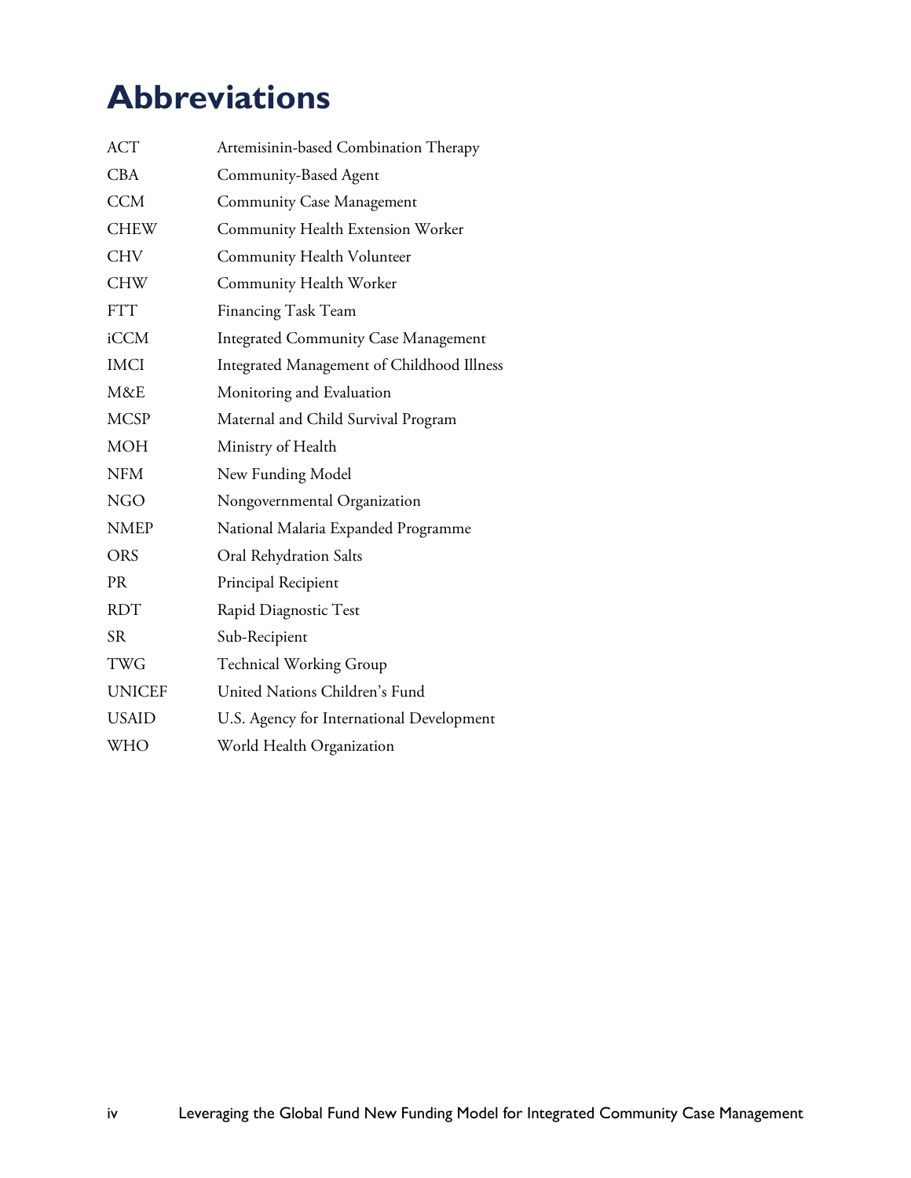# Abbreviations

| | |
|---|---|
| ACT | Artemisinin-based Combination Therapy |
| CBA | Community-Based Agent |
| CCM | Community Case Management |
| CHEW | Community Health Extension Worker |
| CHV | Community Health Volunteer |
| CHW | Community Health Worker |
| FTT | Financing Task Team |
| iCCM | Integrated Community Case Management |
| IMCI | Integrated Management of Childhood Illness |
| M&E | Monitoring and Evaluation |
| MCSP | Maternal and Child Survival Program |
| MOH | Ministry of Health |
| NFM | New Funding Model |
| NGO | Nongovernmental Organization |
| NMEP | National Malaria Expanded Programme |
| ORS | Oral Rehydration Salts |
| PR | Principal Recipient |
| RDT | Rapid Diagnostic Test |
| SR | Sub-Recipient |
| TWG | Technical Working Group |
| UNICEF | United Nations Children's Fund |
| USAID | U.S. Agency for International Development |
| WHO | World Health Organization |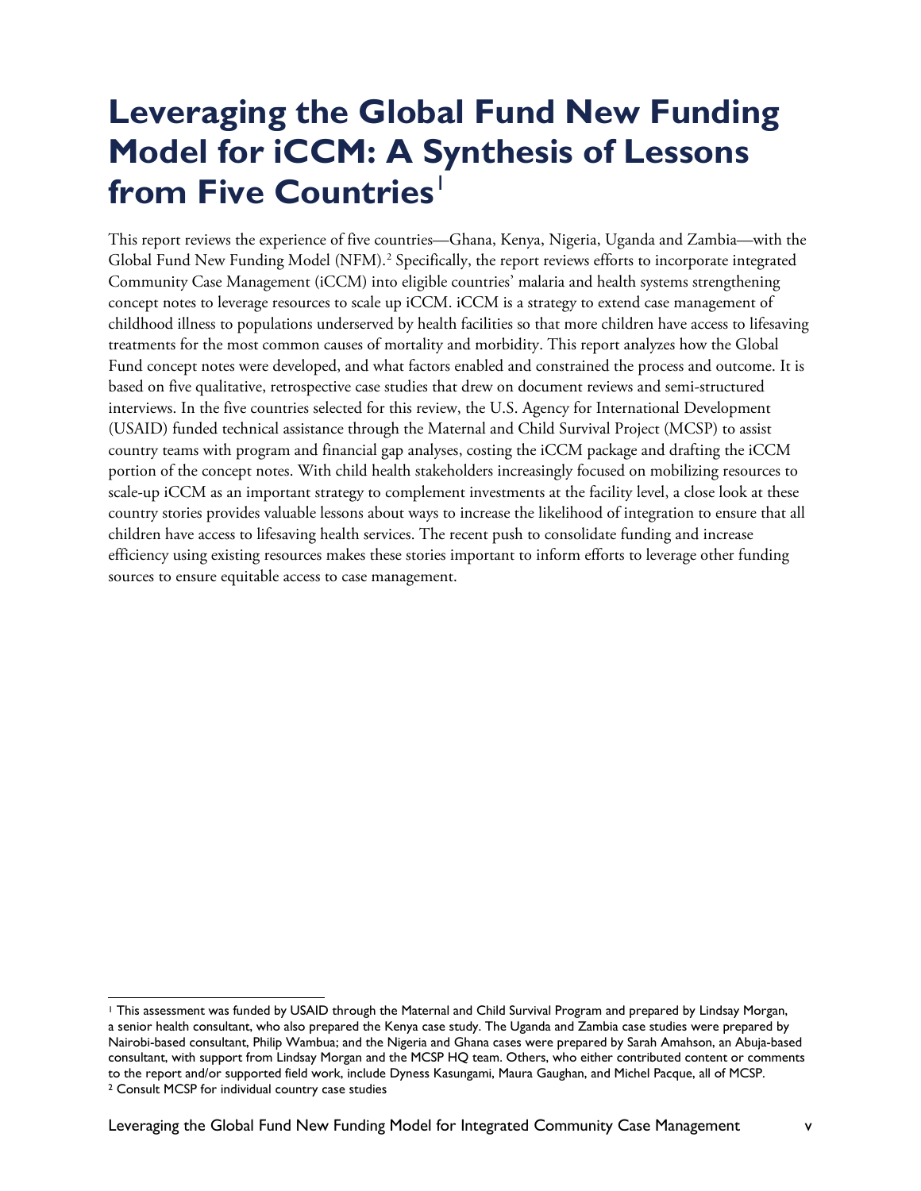# Leveraging the Global Fund New Funding Model for iCCM: A Synthesis of Lessons from Five Countries[1]

This report reviews the experience of five countries—Ghana, Kenya, Nigeria, Uganda and Zambia—with the Global Fund New Funding Model (NFM).[2] Specifically, the report reviews efforts to incorporate integrated Community Case Management (iCCM) into eligible countries' malaria and health systems strengthening concept notes to leverage resources to scale up iCCM. iCCM is a strategy to extend case management of childhood illness to populations underserved by health facilities so that more children have access to lifesaving treatments for the most common causes of mortality and morbidity. This report analyzes how the Global Fund concept notes were developed, and what factors enabled and constrained the process and outcome. It is based on five qualitative, retrospective case studies that drew on document reviews and semi-structured interviews. In the five countries selected for this review, the U.S. Agency for International Development (USAID) funded technical assistance through the Maternal and Child Survival Project (MCSP) to assist country teams with program and financial gap analyses, costing the iCCM package and drafting the iCCM portion of the concept notes. With child health stakeholders increasingly focused on mobilizing resources to scale-up iCCM as an important strategy to complement investments at the facility level, a close look at these country stories provides valuable lessons about ways to increase the likelihood of integration to ensure that all children have access to lifesaving health services. The recent push to consolidate funding and increase efficiency using existing resources makes these stories important to inform efforts to leverage other funding sources to ensure equitable access to case management.

---

[1] This assessment was funded by USAID through the Maternal and Child Survival Program and prepared by Lindsay Morgan, a senior health consultant, who also prepared the Kenya case study. The Uganda and Zambia case studies were prepared by Nairobi-based consultant, Philip Wambua; and the Nigeria and Ghana cases were prepared by Sarah Amahson, an Abuja-based consultant, with support from Lindsay Morgan and the MCSP HQ team. Others, who either contributed content or comments to the report and/or supported field work, include Dyness Kasungami, Maura Gaughan, and Michel Pacque, all of MCSP.

[2] Consult MCSP for individual country case studies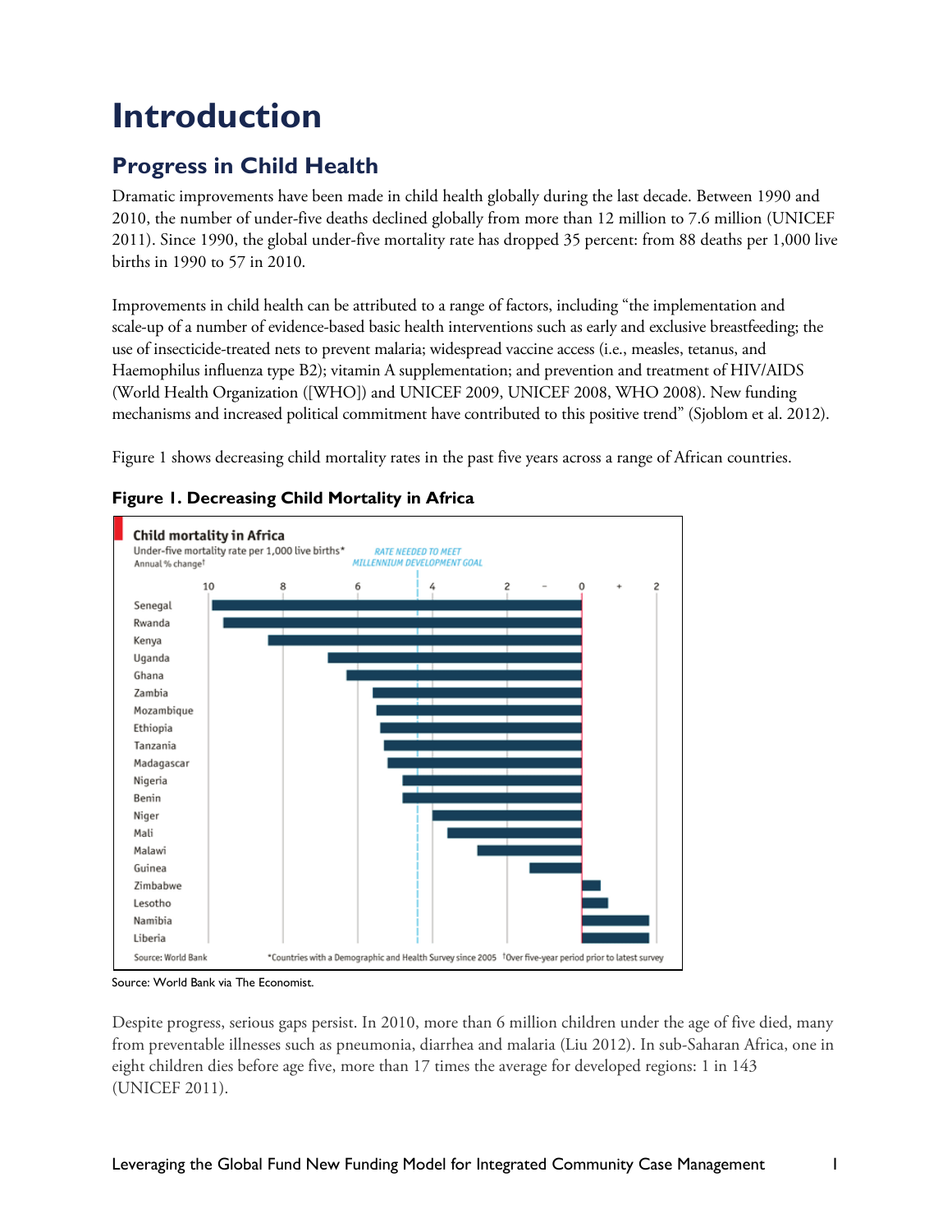# Introduction

## Progress in Child Health

Dramatic improvements have been made in child health globally during the last decade. Between 1990 and 2010, the number of under-five deaths declined globally from more than 12 million to 7.6 million (UNICEF 2011). Since 1990, the global under-five mortality rate has dropped 35 percent: from 88 deaths per 1,000 live births in 1990 to 57 in 2010.

Improvements in child health can be attributed to a range of factors, including "the implementation and scale-up of a number of evidence-based basic health interventions such as early and exclusive breastfeeding; the use of insecticide-treated nets to prevent malaria; widespread vaccine access (i.e., measles, tetanus, and Haemophilus influenza type B2); vitamin A supplementation; and prevention and treatment of HIV/AIDS (World Health Organization ([WHO]) and UNICEF 2009, UNICEF 2008, WHO 2008). New funding mechanisms and increased political commitment have contributed to this positive trend" (Sjoblom et al. 2012).

Figure 1 shows decreasing child mortality rates in the past five years across a range of African countries.

**Figure 1. Decreasing Child Mortality in Africa**

Source: World Bank via The Economist.

Despite progress, serious gaps persist. In 2010, more than 6 million children under the age of five died, many from preventable illnesses such as pneumonia, diarrhea and malaria (Liu 2012). In sub-Saharan Africa, one in eight children dies before age five, more than 17 times the average for developed regions: 1 in 143 (UNICEF 2011).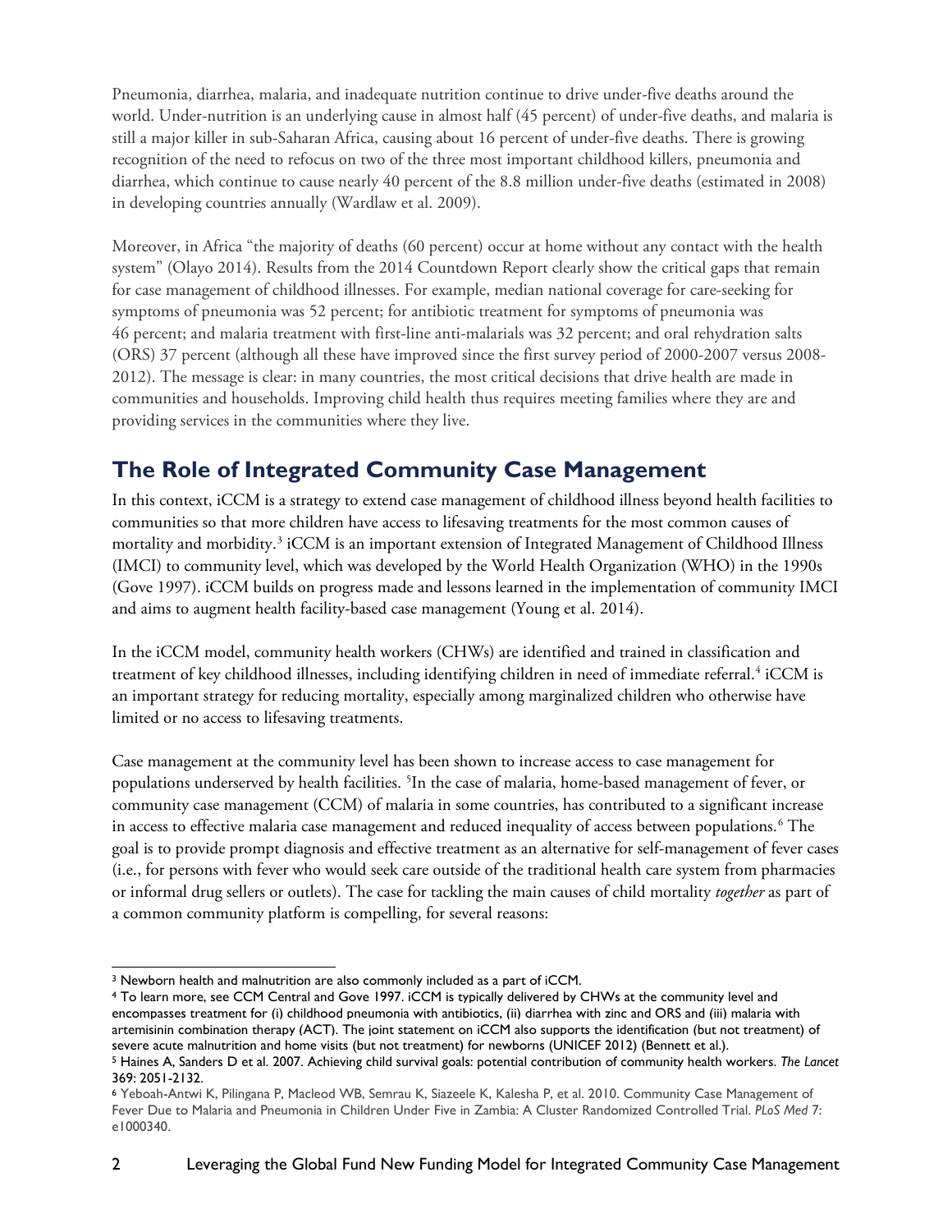Pneumonia, diarrhea, malaria, and inadequate nutrition continue to drive under-five deaths around the world. Under-nutrition is an underlying cause in almost half (45 percent) of under-five deaths, and malaria is still a major killer in sub-Saharan Africa, causing about 16 percent of under-five deaths. There is growing recognition of the need to refocus on two of the three most important childhood killers, pneumonia and diarrhea, which continue to cause nearly 40 percent of the 8.8 million under-five deaths (estimated in 2008) in developing countries annually (Wardlaw et al. 2009).

Moreover, in Africa "the majority of deaths (60 percent) occur at home without any contact with the health system" (Olayo 2014). Results from the 2014 Countdown Report clearly show the critical gaps that remain for case management of childhood illnesses. For example, median national coverage for care-seeking for symptoms of pneumonia was 52 percent; for antibiotic treatment for symptoms of pneumonia was 46 percent; and malaria treatment with first-line anti-malarials was 32 percent; and oral rehydration salts (ORS) 37 percent (although all these have improved since the first survey period of 2000-2007 versus 2008-2012). The message is clear: in many countries, the most critical decisions that drive health are made in communities and households. Improving child health thus requires meeting families where they are and providing services in the communities where they live.

## The Role of Integrated Community Case Management

In this context, iCCM is a strategy to extend case management of childhood illness beyond health facilities to communities so that more children have access to lifesaving treatments for the most common causes of mortality and morbidity.[3] iCCM is an important extension of Integrated Management of Childhood Illness (IMCI) to community level, which was developed by the World Health Organization (WHO) in the 1990s (Gove 1997). iCCM builds on progress made and lessons learned in the implementation of community IMCI and aims to augment health facility-based case management (Young et al. 2014).

In the iCCM model, community health workers (CHWs) are identified and trained in classification and treatment of key childhood illnesses, including identifying children in need of immediate referral.[4] iCCM is an important strategy for reducing mortality, especially among marginalized children who otherwise have limited or no access to lifesaving treatments.

Case management at the community level has been shown to increase access to case management for populations underserved by health facilities. [5]In the case of malaria, home-based management of fever, or community case management (CCM) of malaria in some countries, has contributed to a significant increase in access to effective malaria case management and reduced inequality of access between populations.[6] The goal is to provide prompt diagnosis and effective treatment as an alternative for self-management of fever cases (i.e., for persons with fever who would seek care outside of the traditional health care system from pharmacies or informal drug sellers or outlets). The case for tackling the main causes of child mortality *together* as part of a common community platform is compelling, for several reasons:

---

[3] Newborn health and malnutrition are also commonly included as a part of iCCM.

[4] To learn more, see CCM Central and Gove 1997. iCCM is typically delivered by CHWs at the community level and encompasses treatment for (i) childhood pneumonia with antibiotics, (ii) diarrhea with zinc and ORS and (iii) malaria with artemisinin combination therapy (ACT). The joint statement on iCCM also supports the identification (but not treatment) of severe acute malnutrition and home visits (but not treatment) for newborns (UNICEF 2012) (Bennett et al.).

[5] Haines A, Sanders D et al. 2007. Achieving child survival goals: potential contribution of community health workers. *The Lancet* 369: 2051-2132.

[6] Yeboah-Antwi K, Pilingana P, Macleod WB, Semrau K, Siazeele K, Kalesha P, et al. 2010. Community Case Management of Fever Due to Malaria and Pneumonia in Children Under Five in Zambia: A Cluster Randomized Controlled Trial. *PLoS Med* 7: e1000340.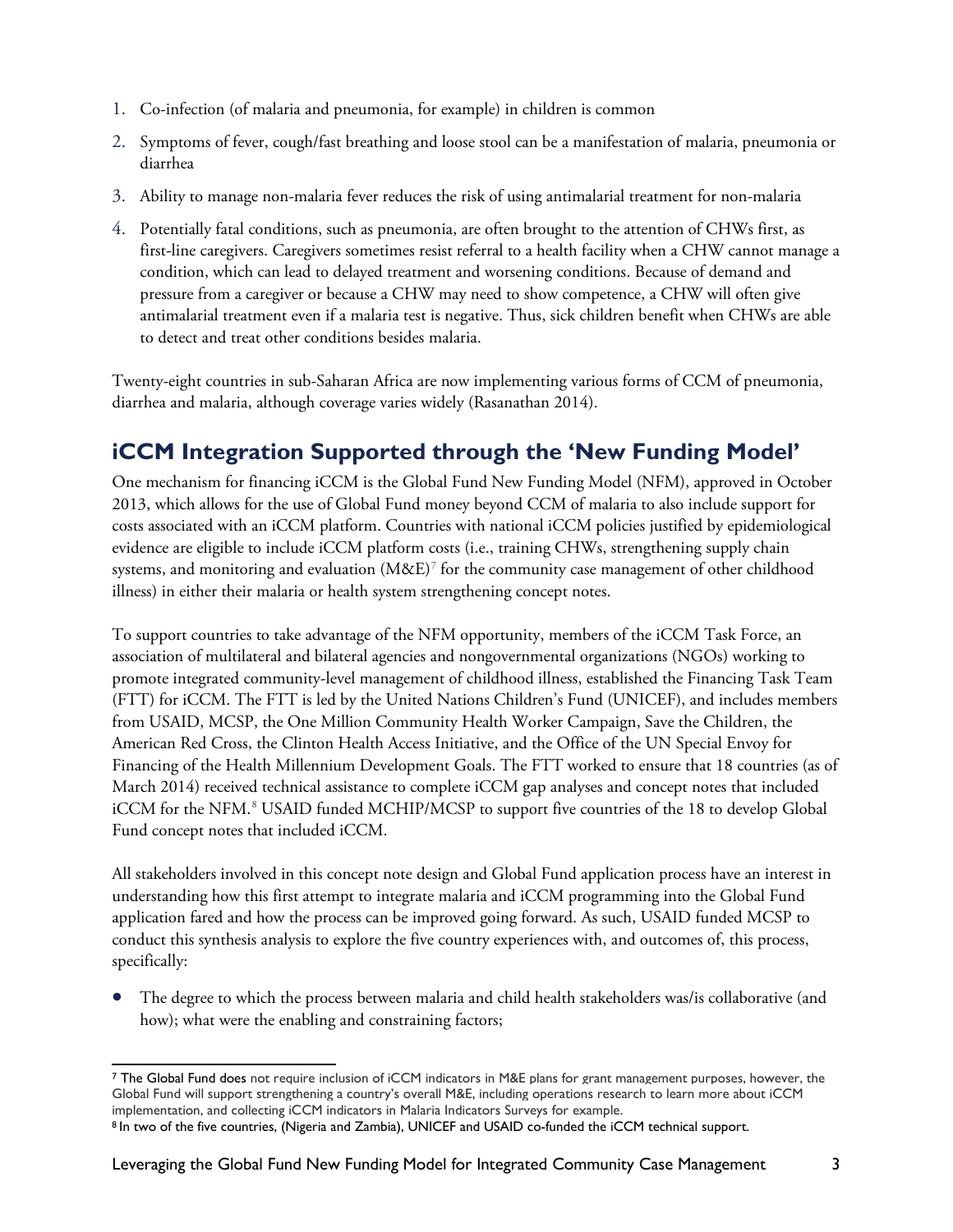1. Co-infection (of malaria and pneumonia, for example) in children is common
2. Symptoms of fever, cough/fast breathing and loose stool can be a manifestation of malaria, pneumonia or diarrhea
3. Ability to manage non-malaria fever reduces the risk of using antimalarial treatment for non-malaria
4. Potentially fatal conditions, such as pneumonia, are often brought to the attention of CHWs first, as first-line caregivers. Caregivers sometimes resist referral to a health facility when a CHW cannot manage a condition, which can lead to delayed treatment and worsening conditions. Because of demand and pressure from a caregiver or because a CHW may need to show competence, a CHW will often give antimalarial treatment even if a malaria test is negative. Thus, sick children benefit when CHWs are able to detect and treat other conditions besides malaria.

Twenty-eight countries in sub-Saharan Africa are now implementing various forms of CCM of pneumonia, diarrhea and malaria, although coverage varies widely (Rasanathan 2014).

## iCCM Integration Supported through the 'New Funding Model'

One mechanism for financing iCCM is the Global Fund New Funding Model (NFM), approved in October 2013, which allows for the use of Global Fund money beyond CCM of malaria to also include support for costs associated with an iCCM platform. Countries with national iCCM policies justified by epidemiological evidence are eligible to include iCCM platform costs (i.e., training CHWs, strengthening supply chain systems, and monitoring and evaluation (M&E)[7] for the community case management of other childhood illness) in either their malaria or health system strengthening concept notes.

To support countries to take advantage of the NFM opportunity, members of the iCCM Task Force, an association of multilateral and bilateral agencies and nongovernmental organizations (NGOs) working to promote integrated community-level management of childhood illness, established the Financing Task Team (FTT) for iCCM. The FTT is led by the United Nations Children's Fund (UNICEF), and includes members from USAID, MCSP, the One Million Community Health Worker Campaign, Save the Children, the American Red Cross, the Clinton Health Access Initiative, and the Office of the UN Special Envoy for Financing of the Health Millennium Development Goals. The FTT worked to ensure that 18 countries (as of March 2014) received technical assistance to complete iCCM gap analyses and concept notes that included iCCM for the NFM.[8] USAID funded MCHIP/MCSP to support five countries of the 18 to develop Global Fund concept notes that included iCCM.

All stakeholders involved in this concept note design and Global Fund application process have an interest in understanding how this first attempt to integrate malaria and iCCM programming into the Global Fund application fared and how the process can be improved going forward. As such, USAID funded MCSP to conduct this synthesis analysis to explore the five country experiences with, and outcomes of, this process, specifically:

- The degree to which the process between malaria and child health stakeholders was/is collaborative (and how); what were the enabling and constraining factors;

[7] The Global Fund does not require inclusion of iCCM indicators in M&E plans for grant management purposes, however, the Global Fund will support strengthening a country's overall M&E, including operations research to learn more about iCCM implementation, and collecting iCCM indicators in Malaria Indicators Surveys for example.

[8] In two of the five countries, (Nigeria and Zambia), UNICEF and USAID co-funded the iCCM technical support.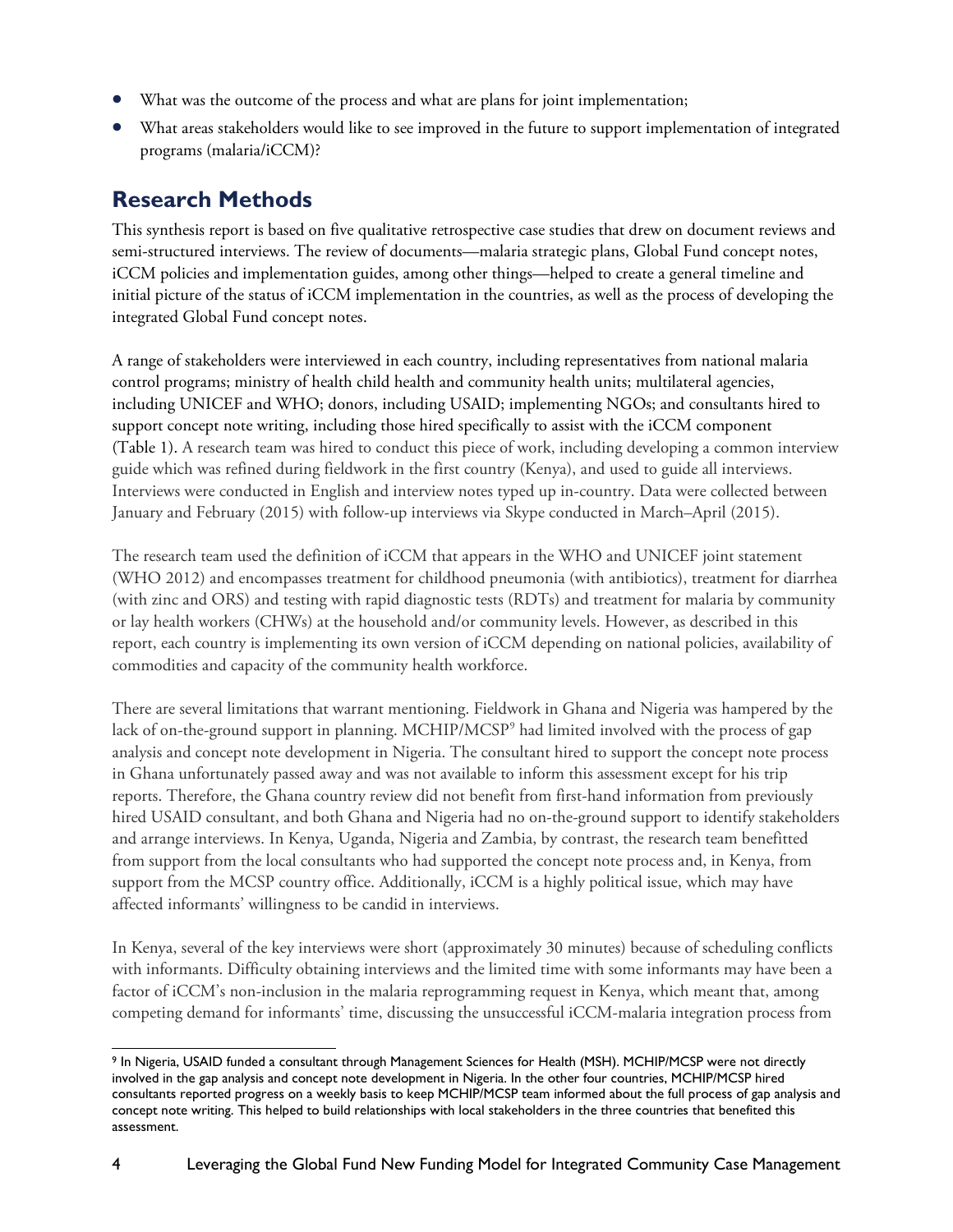- What was the outcome of the process and what are plans for joint implementation;
- What areas stakeholders would like to see improved in the future to support implementation of integrated programs (malaria/iCCM)?

## Research Methods

This synthesis report is based on five qualitative retrospective case studies that drew on document reviews and semi-structured interviews. The review of documents—malaria strategic plans, Global Fund concept notes, iCCM policies and implementation guides, among other things—helped to create a general timeline and initial picture of the status of iCCM implementation in the countries, as well as the process of developing the integrated Global Fund concept notes.

A range of stakeholders were interviewed in each country, including representatives from national malaria control programs; ministry of health child health and community health units; multilateral agencies, including UNICEF and WHO; donors, including USAID; implementing NGOs; and consultants hired to support concept note writing, including those hired specifically to assist with the iCCM component (Table 1). A research team was hired to conduct this piece of work, including developing a common interview guide which was refined during fieldwork in the first country (Kenya), and used to guide all interviews. Interviews were conducted in English and interview notes typed up in-country. Data were collected between January and February (2015) with follow-up interviews via Skype conducted in March–April (2015).

The research team used the definition of iCCM that appears in the WHO and UNICEF joint statement (WHO 2012) and encompasses treatment for childhood pneumonia (with antibiotics), treatment for diarrhea (with zinc and ORS) and testing with rapid diagnostic tests (RDTs) and treatment for malaria by community or lay health workers (CHWs) at the household and/or community levels. However, as described in this report, each country is implementing its own version of iCCM depending on national policies, availability of commodities and capacity of the community health workforce.

There are several limitations that warrant mentioning. Fieldwork in Ghana and Nigeria was hampered by the lack of on-the-ground support in planning. MCHIP/MCSP[9] had limited involved with the process of gap analysis and concept note development in Nigeria. The consultant hired to support the concept note process in Ghana unfortunately passed away and was not available to inform this assessment except for his trip reports. Therefore, the Ghana country review did not benefit from first-hand information from previously hired USAID consultant, and both Ghana and Nigeria had no on-the-ground support to identify stakeholders and arrange interviews. In Kenya, Uganda, Nigeria and Zambia, by contrast, the research team benefitted from support from the local consultants who had supported the concept note process and, in Kenya, from support from the MCSP country office. Additionally, iCCM is a highly political issue, which may have affected informants' willingness to be candid in interviews.

In Kenya, several of the key interviews were short (approximately 30 minutes) because of scheduling conflicts with informants. Difficulty obtaining interviews and the limited time with some informants may have been a factor of iCCM's non-inclusion in the malaria reprogramming request in Kenya, which meant that, among competing demand for informants' time, discussing the unsuccessful iCCM-malaria integration process from

---

[9] In Nigeria, USAID funded a consultant through Management Sciences for Health (MSH). MCHIP/MCSP were not directly involved in the gap analysis and concept note development in Nigeria. In the other four countries, MCHIP/MCSP hired consultants reported progress on a weekly basis to keep MCHIP/MCSP team informed about the full process of gap analysis and concept note writing. This helped to build relationships with local stakeholders in the three countries that benefited this assessment.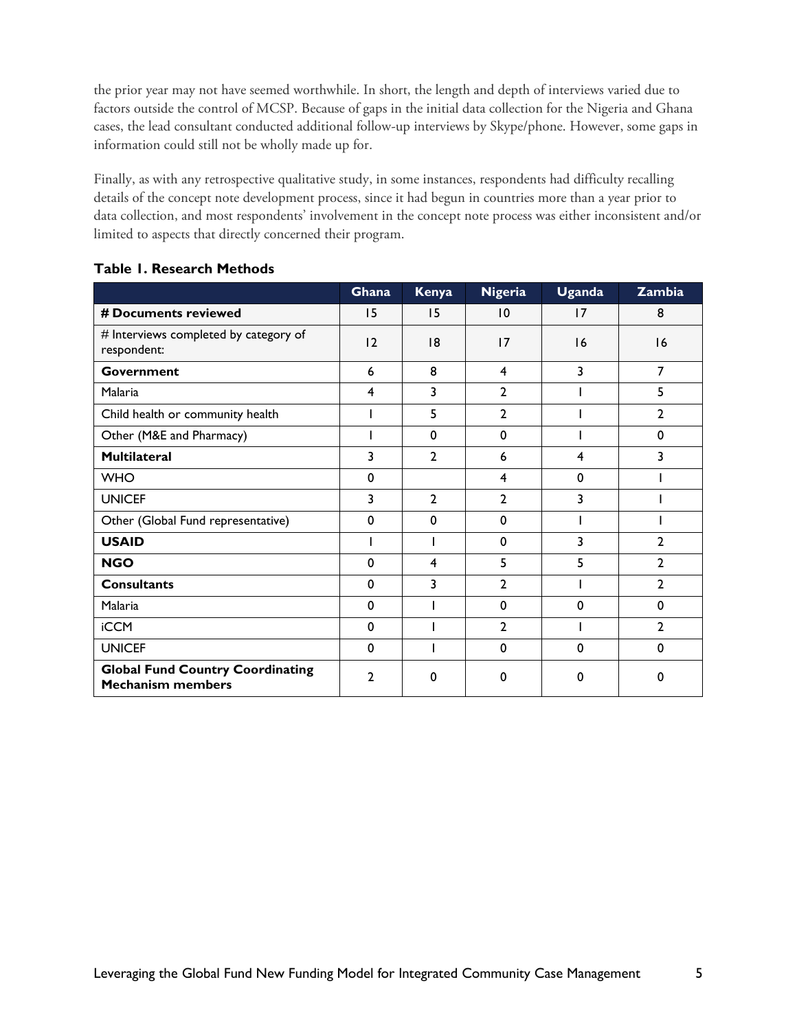the prior year may not have seemed worthwhile. In short, the length and depth of interviews varied due to factors outside the control of MCSP. Because of gaps in the initial data collection for the Nigeria and Ghana cases, the lead consultant conducted additional follow-up interviews by Skype/phone. However, some gaps in information could still not be wholly made up for.

Finally, as with any retrospective qualitative study, in some instances, respondents had difficulty recalling details of the concept note development process, since it had begun in countries more than a year prior to data collection, and most respondents' involvement in the concept note process was either inconsistent and/or limited to aspects that directly concerned their program.

**Table 1. Research Methods**

| | Ghana | Kenya | Nigeria | Uganda | Zambia |
|---|---|---|---|---|---|
| **# Documents reviewed** | 15 | 15 | 10 | 17 | 8 |
| # Interviews completed by category of respondent: | 12 | 18 | 17 | 16 | 16 |
| **Government** | 6 | 8 | 4 | 3 | 7 |
| Malaria | 4 | 3 | 2 | 1 | 5 |
| Child health or community health | 1 | 5 | 2 | 1 | 2 |
| Other (M&E and Pharmacy) | 1 | 0 | 0 | 1 | 0 |
| **Multilateral** | 3 | 2 | 6 | 4 | 3 |
| WHO | 0 | | 4 | 0 | 1 |
| UNICEF | 3 | 2 | 2 | 3 | 1 |
| Other (Global Fund representative) | 0 | 0 | 0 | 1 | 1 |
| **USAID** | 1 | 1 | 0 | 3 | 2 |
| **NGO** | 0 | 4 | 5 | 5 | 2 |
| **Consultants** | 0 | 3 | 2 | 1 | 2 |
| Malaria | 0 | 1 | 0 | 0 | 0 |
| iCCM | 0 | 1 | 2 | 1 | 2 |
| UNICEF | 0 | 1 | 0 | 0 | 0 |
| **Global Fund Country Coordinating Mechanism members** | 2 | 0 | 0 | 0 | 0 |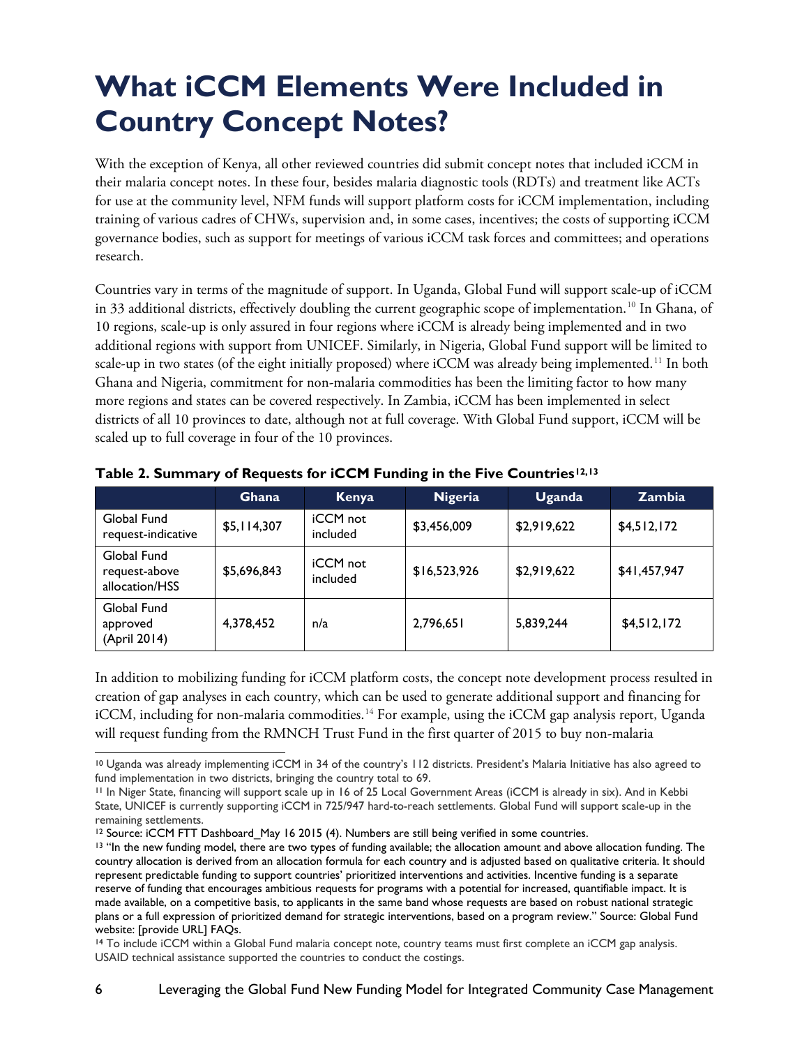# What iCCM Elements Were Included in Country Concept Notes?

With the exception of Kenya, all other reviewed countries did submit concept notes that included iCCM in their malaria concept notes. In these four, besides malaria diagnostic tools (RDTs) and treatment like ACTs for use at the community level, NFM funds will support platform costs for iCCM implementation, including training of various cadres of CHWs, supervision and, in some cases, incentives; the costs of supporting iCCM governance bodies, such as support for meetings of various iCCM task forces and committees; and operations research.

Countries vary in terms of the magnitude of support. In Uganda, Global Fund will support scale-up of iCCM in 33 additional districts, effectively doubling the current geographic scope of implementation.[10] In Ghana, of 10 regions, scale-up is only assured in four regions where iCCM is already being implemented and in two additional regions with support from UNICEF. Similarly, in Nigeria, Global Fund support will be limited to scale-up in two states (of the eight initially proposed) where iCCM was already being implemented.[11] In both Ghana and Nigeria, commitment for non-malaria commodities has been the limiting factor to how many more regions and states can be covered respectively. In Zambia, iCCM has been implemented in select districts of all 10 provinces to date, although not at full coverage. With Global Fund support, iCCM will be scaled up to full coverage in four of the 10 provinces.

**Table 2. Summary of Requests for iCCM Funding in the Five Countries[12,13]**

| | Ghana | Kenya | Nigeria | Uganda | Zambia |
|---|---|---|---|---|---|
| Global Fund request-indicative | $5,114,307 | iCCM not included | $3,456,009 | $2,919,622 | $4,512,172 |
| Global Fund request-above allocation/HSS | $5,696,843 | iCCM not included | $16,523,926 | $2,919,622 | $41,457,947 |
| Global Fund approved (April 2014) | 4,378,452 | n/a | 2,796,651 | 5,839,244 | $4,512,172 |

In addition to mobilizing funding for iCCM platform costs, the concept note development process resulted in creation of gap analyses in each country, which can be used to generate additional support and financing for iCCM, including for non-malaria commodities.[14] For example, using the iCCM gap analysis report, Uganda will request funding from the RMNCH Trust Fund in the first quarter of 2015 to buy non-malaria

---

[10] Uganda was already implementing iCCM in 34 of the country's 112 districts. President's Malaria Initiative has also agreed to fund implementation in two districts, bringing the country total to 69.

[11] In Niger State, financing will support scale up in 16 of 25 Local Government Areas (iCCM is already in six). And in Kebbi State, UNICEF is currently supporting iCCM in 725/947 hard-to-reach settlements. Global Fund will support scale-up in the remaining settlements.

[12] Source: iCCM FTT Dashboard_May 16 2015 (4). Numbers are still being verified in some countries.

[13] "In the new funding model, there are two types of funding available; the allocation amount and above allocation funding. The country allocation is derived from an allocation formula for each country and is adjusted based on qualitative criteria. It should represent predictable funding to support countries' prioritized interventions and activities. Incentive funding is a separate reserve of funding that encourages ambitious requests for programs with a potential for increased, quantifiable impact. It is made available, on a competitive basis, to applicants in the same band whose requests are based on robust national strategic plans or a full expression of prioritized demand for strategic interventions, based on a program review." Source: Global Fund website: [provide URL] FAQs.

[14] To include iCCM within a Global Fund malaria concept note, country teams must first complete an iCCM gap analysis. USAID technical assistance supported the countries to conduct the costings.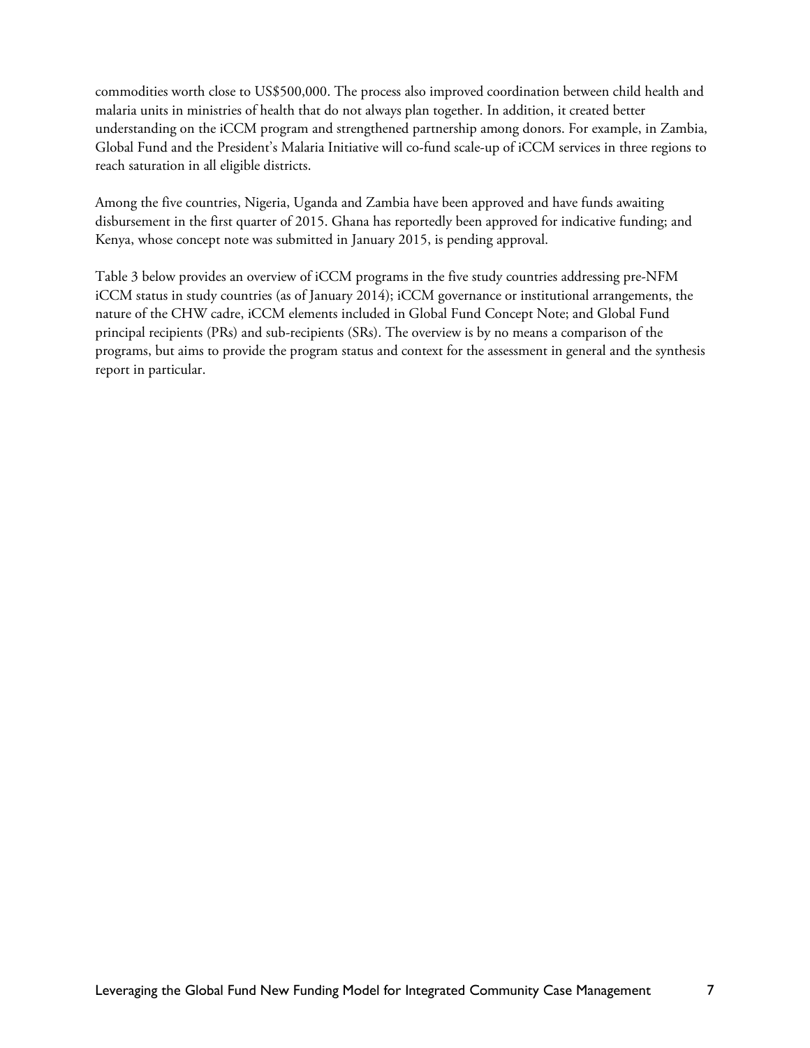commodities worth close to US$500,000. The process also improved coordination between child health and malaria units in ministries of health that do not always plan together. In addition, it created better understanding on the iCCM program and strengthened partnership among donors. For example, in Zambia, Global Fund and the President's Malaria Initiative will co-fund scale-up of iCCM services in three regions to reach saturation in all eligible districts.

Among the five countries, Nigeria, Uganda and Zambia have been approved and have funds awaiting disbursement in the first quarter of 2015. Ghana has reportedly been approved for indicative funding; and Kenya, whose concept note was submitted in January 2015, is pending approval.

Table 3 below provides an overview of iCCM programs in the five study countries addressing pre-NFM iCCM status in study countries (as of January 2014); iCCM governance or institutional arrangements, the nature of the CHW cadre, iCCM elements included in Global Fund Concept Note; and Global Fund principal recipients (PRs) and sub-recipients (SRs). The overview is by no means a comparison of the programs, but aims to provide the program status and context for the assessment in general and the synthesis report in particular.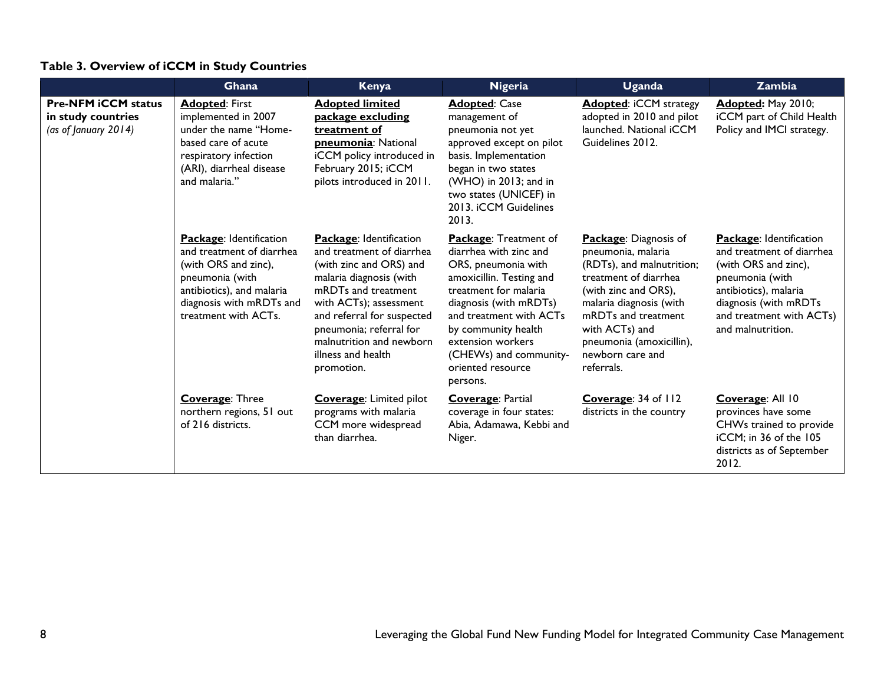**Table 3. Overview of iCCM in Study Countries**

| | Ghana | Kenya | Nigeria | Uganda | Zambia |
|---|---|---|---|---|---|
| **Pre-NFM iCCM status in study countries** *(as of January 2014)* | **Adopted**: First implemented in 2007 under the name "Home-based care of acute respiratory infection (ARI), diarrheal disease and malaria." | **Adopted limited package excluding treatment of pneumonia**: National iCCM policy introduced in February 2015; iCCM pilots introduced in 2011. | **Adopted**: Case management of pneumonia not yet approved except on pilot basis. Implementation began in two states (WHO) in 2013; and in two states (UNICEF) in 2013. iCCM Guidelines 2013. | **Adopted**: iCCM strategy adopted in 2010 and pilot launched. National iCCM Guidelines 2012. | **Adopted:** May 2010; iCCM part of Child Health Policy and IMCI strategy. |
| | **Package**: Identification and treatment of diarrhea (with ORS and zinc), pneumonia (with antibiotics), and malaria diagnosis with mRDTs and treatment with ACTs. | **Package**: Identification and treatment of diarrhea (with zinc and ORS) and malaria diagnosis (with mRDTs and treatment with ACTs); assessment and referral for suspected pneumonia; referral for malnutrition and newborn illness and health promotion. | **Package**: Treatment of diarrhea with zinc and ORS, pneumonia with amoxicillin. Testing and treatment for malaria diagnosis (with mRDTs) and treatment with ACTs by community health extension workers (CHEWs) and community-oriented resource persons. | **Package**: Diagnosis of pneumonia, malaria (RDTs), and malnutrition; treatment of diarrhea (with zinc and ORS), malaria diagnosis (with mRDTs and treatment with ACTs) and pneumonia (amoxicillin), newborn care and referrals. | **Package**: Identification and treatment of diarrhea (with ORS and zinc), pneumonia (with antibiotics), malaria diagnosis (with mRDTs and treatment with ACTs) and malnutrition. |
| | **Coverage**: Three northern regions, 51 out of 216 districts. | **Coverage**: Limited pilot programs with malaria CCM more widespread than diarrhea. | **Coverage**: Partial coverage in four states: Abia, Adamawa, Kebbi and Niger. | **Coverage**: 34 of 112 districts in the country | **Coverage**: All 10 provinces have some CHWs trained to provide iCCM; in 36 of the 105 districts as of September 2012. |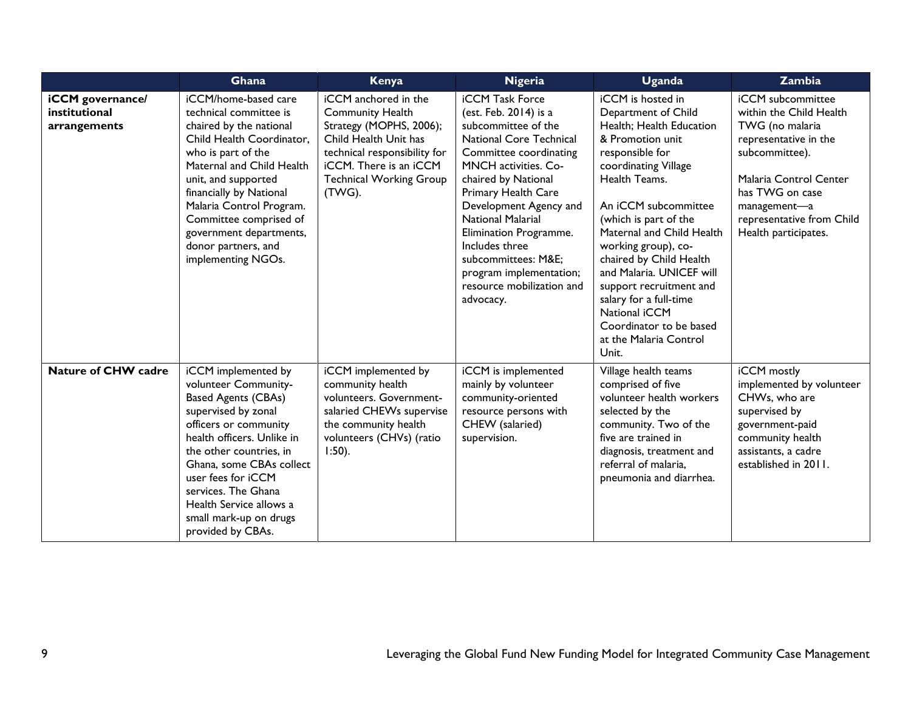| | Ghana | Kenya | Nigeria | Uganda | Zambia |
|---|---|---|---|---|---|
| **iCCM governance/ institutional arrangements** | iCCM/home-based care technical committee is chaired by the national Child Health Coordinator, who is part of the Maternal and Child Health unit, and supported financially by National Malaria Control Program. Committee comprised of government departments, donor partners, and implementing NGOs. | iCCM anchored in the Community Health Strategy (MOPHS, 2006); Child Health Unit has technical responsibility for iCCM. There is an iCCM Technical Working Group (TWG). | iCCM Task Force (est. Feb. 2014) is a subcommittee of the National Core Technical Committee coordinating MNCH activities. Co-chaired by National Primary Health Care Development Agency and National Malarial Elimination Programme. Includes three subcommittees: M&E; program implementation; resource mobilization and advocacy. | iCCM is hosted in Department of Child Health; Health Education & Promotion unit responsible for coordinating Village Health Teams.<br><br>An iCCM subcommittee (which is part of the Maternal and Child Health working group), co-chaired by Child Health and Malaria. UNICEF will support recruitment and salary for a full-time National iCCM Coordinator to be based at the Malaria Control Unit. | iCCM subcommittee within the Child Health TWG (no malaria representative in the subcommittee).<br><br>Malaria Control Center has TWG on case management—a representative from Child Health participates. |
| **Nature of CHW cadre** | iCCM implemented by volunteer Community-Based Agents (CBAs) supervised by zonal officers or community health officers. Unlike in the other countries, in Ghana, some CBAs collect user fees for iCCM services. The Ghana Health Service allows a small mark-up on drugs provided by CBAs. | iCCM implemented by community health volunteers. Government-salaried CHEWs supervise the community health volunteers (CHVs) (ratio 1:50). | iCCM is implemented mainly by volunteer community-oriented resource persons with CHEW (salaried) supervision. | Village health teams comprised of five volunteer health workers selected by the community. Two of the five are trained in diagnosis, treatment and referral of malaria, pneumonia and diarrhea. | iCCM mostly implemented by volunteer CHWs, who are supervised by government-paid community health assistants, a cadre established in 2011. |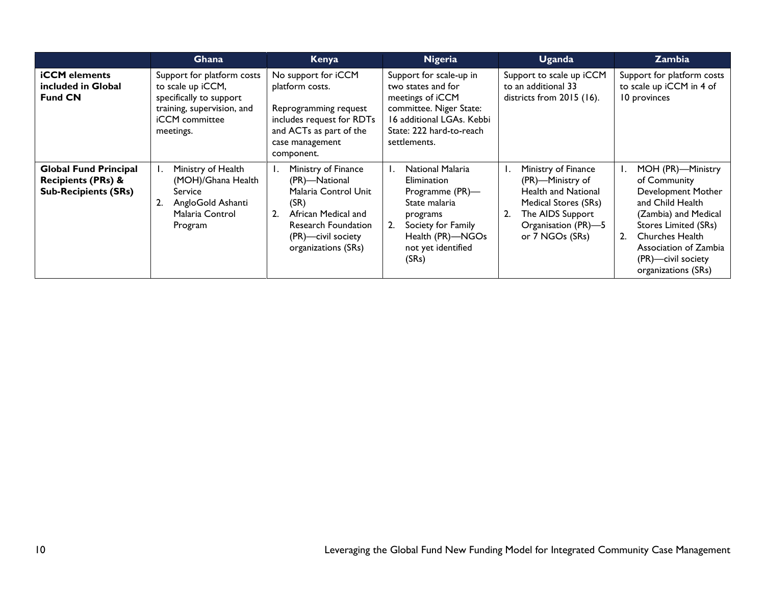| | Ghana | Kenya | Nigeria | Uganda | Zambia |
|---|---|---|---|---|---|
| **iCCM elements included in Global Fund CN** | Support for platform costs to scale up iCCM, specifically to support training, supervision, and iCCM committee meetings. | No support for iCCM platform costs.<br><br>Reprogramming request includes request for RDTs and ACTs as part of the case management component. | Support for scale-up in two states and for meetings of iCCM committee. Niger State: 16 additional LGAs. Kebbi State: 222 hard-to-reach settlements. | Support to scale up iCCM to an additional 33 districts from 2015 (16). | Support for platform costs to scale up iCCM in 4 of 10 provinces |
| **Global Fund Principal Recipients (PRs) & Sub-Recipients (SRs)** | 1. Ministry of Health (MOH)/Ghana Health Service<br>2. AngloGold Ashanti Malaria Control Program | 1. Ministry of Finance (PR)—National Malaria Control Unit (SR)<br>2. African Medical and Research Foundation (PR)—civil society organizations (SRs) | 1. National Malaria Elimination Programme (PR)—State malaria programs<br>2. Society for Family Health (PR)—NGOs not yet identified (SRs) | 1. Ministry of Finance (PR)—Ministry of Health and National Medical Stores (SRs)<br>2. The AIDS Support Organisation (PR)—5 or 7 NGOs (SRs) | 1. MOH (PR)—Ministry of Community Development Mother and Child Health (Zambia) and Medical Stores Limited (SRs)<br>2. Churches Health Association of Zambia (PR)—civil society organizations (SRs) |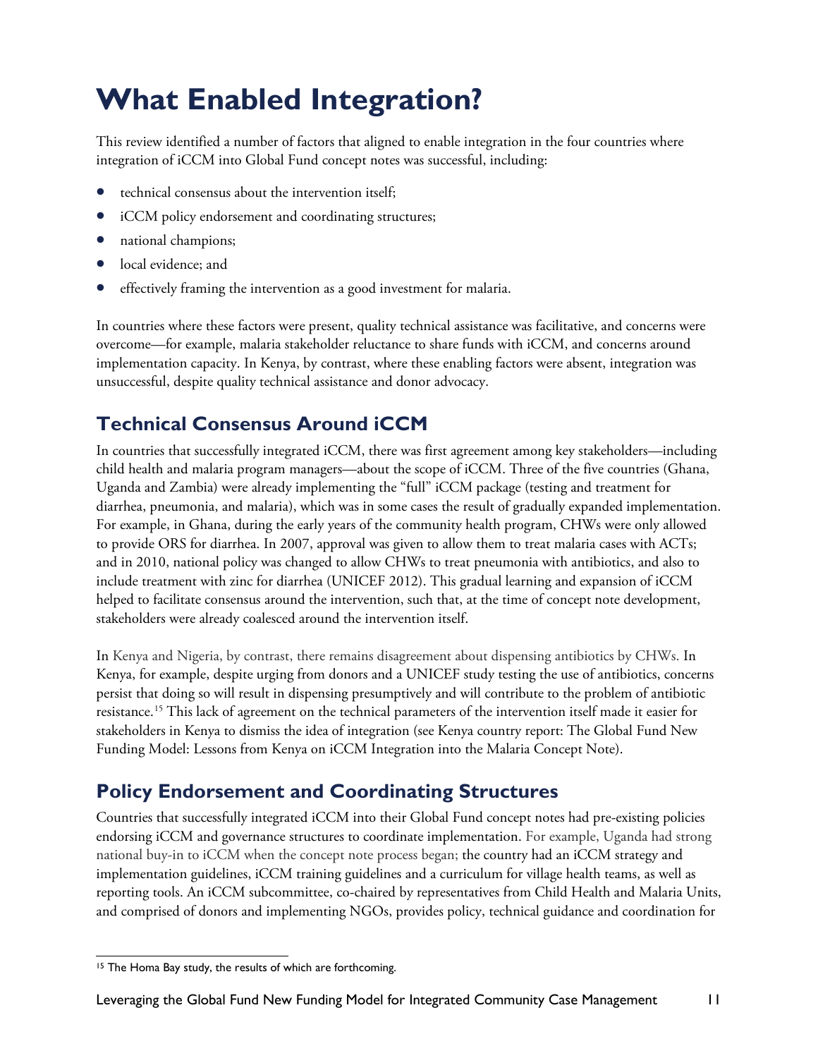# What Enabled Integration?

This review identified a number of factors that aligned to enable integration in the four countries where integration of iCCM into Global Fund concept notes was successful, including:

- technical consensus about the intervention itself;
- iCCM policy endorsement and coordinating structures;
- national champions;
- local evidence; and
- effectively framing the intervention as a good investment for malaria.

In countries where these factors were present, quality technical assistance was facilitative, and concerns were overcome—for example, malaria stakeholder reluctance to share funds with iCCM, and concerns around implementation capacity. In Kenya, by contrast, where these enabling factors were absent, integration was unsuccessful, despite quality technical assistance and donor advocacy.

## Technical Consensus Around iCCM

In countries that successfully integrated iCCM, there was first agreement among key stakeholders—including child health and malaria program managers—about the scope of iCCM. Three of the five countries (Ghana, Uganda and Zambia) were already implementing the "full" iCCM package (testing and treatment for diarrhea, pneumonia, and malaria), which was in some cases the result of gradually expanded implementation. For example, in Ghana, during the early years of the community health program, CHWs were only allowed to provide ORS for diarrhea. In 2007, approval was given to allow them to treat malaria cases with ACTs; and in 2010, national policy was changed to allow CHWs to treat pneumonia with antibiotics, and also to include treatment with zinc for diarrhea (UNICEF 2012). This gradual learning and expansion of iCCM helped to facilitate consensus around the intervention, such that, at the time of concept note development, stakeholders were already coalesced around the intervention itself.

In Kenya and Nigeria, by contrast, there remains disagreement about dispensing antibiotics by CHWs. In Kenya, for example, despite urging from donors and a UNICEF study testing the use of antibiotics, concerns persist that doing so will result in dispensing presumptively and will contribute to the problem of antibiotic resistance.[15] This lack of agreement on the technical parameters of the intervention itself made it easier for stakeholders in Kenya to dismiss the idea of integration (see Kenya country report: The Global Fund New Funding Model: Lessons from Kenya on iCCM Integration into the Malaria Concept Note).

## Policy Endorsement and Coordinating Structures

Countries that successfully integrated iCCM into their Global Fund concept notes had pre-existing policies endorsing iCCM and governance structures to coordinate implementation. For example, Uganda had strong national buy-in to iCCM when the concept note process began; the country had an iCCM strategy and implementation guidelines, iCCM training guidelines and a curriculum for village health teams, as well as reporting tools. An iCCM subcommittee, co-chaired by representatives from Child Health and Malaria Units, and comprised of donors and implementing NGOs, provides policy, technical guidance and coordination for

---

[15] The Homa Bay study, the results of which are forthcoming.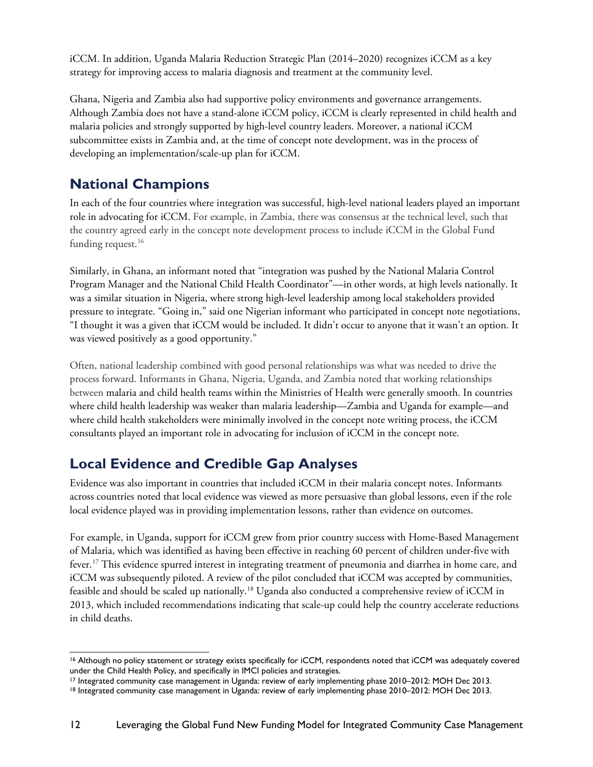iCCM. In addition, Uganda Malaria Reduction Strategic Plan (2014–2020) recognizes iCCM as a key strategy for improving access to malaria diagnosis and treatment at the community level.

Ghana, Nigeria and Zambia also had supportive policy environments and governance arrangements. Although Zambia does not have a stand-alone iCCM policy, iCCM is clearly represented in child health and malaria policies and strongly supported by high-level country leaders. Moreover, a national iCCM subcommittee exists in Zambia and, at the time of concept note development, was in the process of developing an implementation/scale-up plan for iCCM.

## National Champions

In each of the four countries where integration was successful, high-level national leaders played an important role in advocating for iCCM. For example, in Zambia, there was consensus at the technical level, such that the country agreed early in the concept note development process to include iCCM in the Global Fund funding request.[16]

Similarly, in Ghana, an informant noted that "integration was pushed by the National Malaria Control Program Manager and the National Child Health Coordinator"—in other words, at high levels nationally. It was a similar situation in Nigeria, where strong high-level leadership among local stakeholders provided pressure to integrate. "Going in," said one Nigerian informant who participated in concept note negotiations, "I thought it was a given that iCCM would be included. It didn't occur to anyone that it wasn't an option. It was viewed positively as a good opportunity."

Often, national leadership combined with good personal relationships was what was needed to drive the process forward. Informants in Ghana, Nigeria, Uganda, and Zambia noted that working relationships between malaria and child health teams within the Ministries of Health were generally smooth. In countries where child health leadership was weaker than malaria leadership—Zambia and Uganda for example—and where child health stakeholders were minimally involved in the concept note writing process, the iCCM consultants played an important role in advocating for inclusion of iCCM in the concept note.

## Local Evidence and Credible Gap Analyses

Evidence was also important in countries that included iCCM in their malaria concept notes. Informants across countries noted that local evidence was viewed as more persuasive than global lessons, even if the role local evidence played was in providing implementation lessons, rather than evidence on outcomes.

For example, in Uganda, support for iCCM grew from prior country success with Home-Based Management of Malaria, which was identified as having been effective in reaching 60 percent of children under-five with fever.[17] This evidence spurred interest in integrating treatment of pneumonia and diarrhea in home care, and iCCM was subsequently piloted. A review of the pilot concluded that iCCM was accepted by communities, feasible and should be scaled up nationally.[18] Uganda also conducted a comprehensive review of iCCM in 2013, which included recommendations indicating that scale-up could help the country accelerate reductions in child deaths.

---

[16] Although no policy statement or strategy exists specifically for iCCM, respondents noted that iCCM was adequately covered under the Child Health Policy, and specifically in IMCI policies and strategies.

[17] Integrated community case management in Uganda: review of early implementing phase 2010–2012: MOH Dec 2013.

[18] Integrated community case management in Uganda: review of early implementing phase 2010–2012: MOH Dec 2013.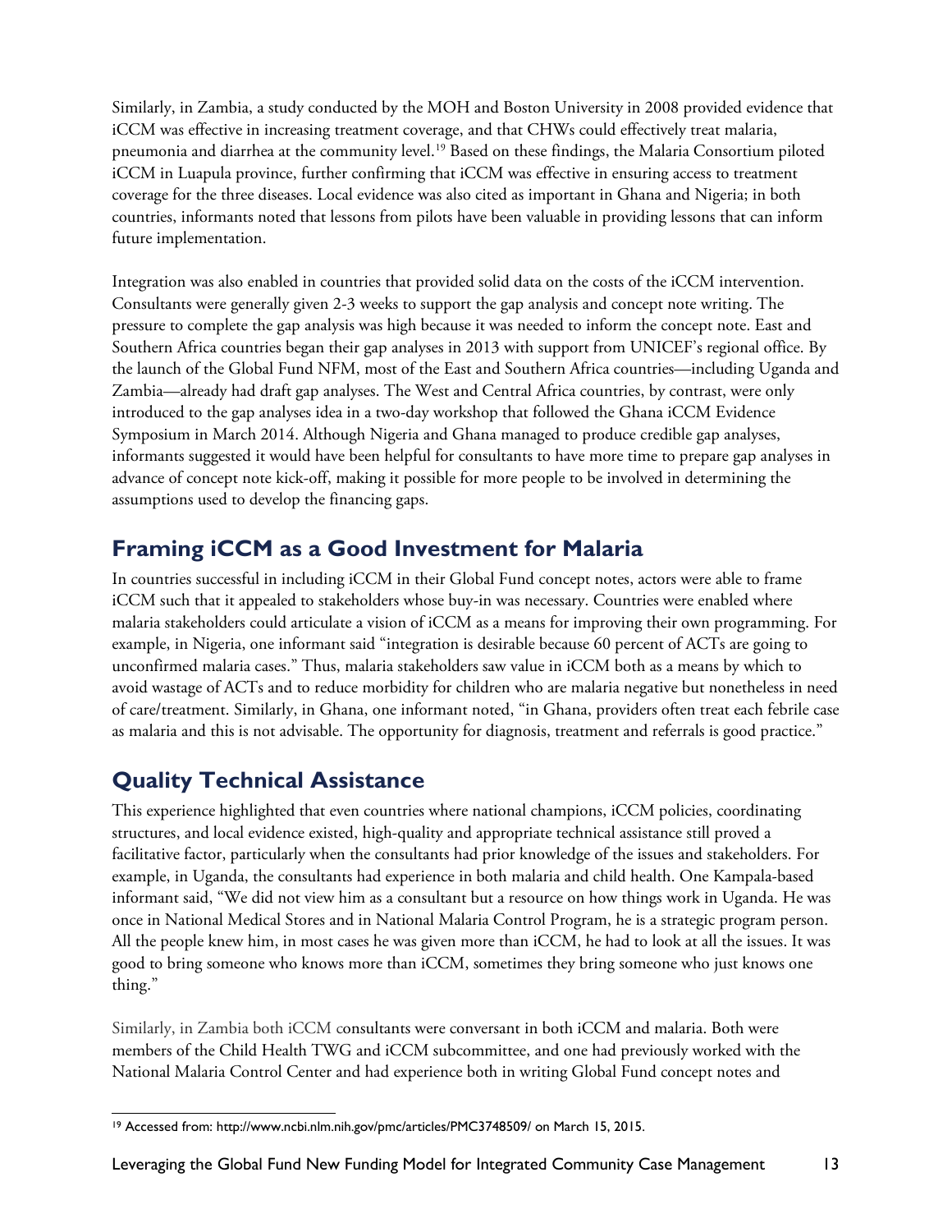Similarly, in Zambia, a study conducted by the MOH and Boston University in 2008 provided evidence that iCCM was effective in increasing treatment coverage, and that CHWs could effectively treat malaria, pneumonia and diarrhea at the community level.[19] Based on these findings, the Malaria Consortium piloted iCCM in Luapula province, further confirming that iCCM was effective in ensuring access to treatment coverage for the three diseases. Local evidence was also cited as important in Ghana and Nigeria; in both countries, informants noted that lessons from pilots have been valuable in providing lessons that can inform future implementation.

Integration was also enabled in countries that provided solid data on the costs of the iCCM intervention. Consultants were generally given 2-3 weeks to support the gap analysis and concept note writing. The pressure to complete the gap analysis was high because it was needed to inform the concept note. East and Southern Africa countries began their gap analyses in 2013 with support from UNICEF's regional office. By the launch of the Global Fund NFM, most of the East and Southern Africa countries—including Uganda and Zambia—already had draft gap analyses. The West and Central Africa countries, by contrast, were only introduced to the gap analyses idea in a two-day workshop that followed the Ghana iCCM Evidence Symposium in March 2014. Although Nigeria and Ghana managed to produce credible gap analyses, informants suggested it would have been helpful for consultants to have more time to prepare gap analyses in advance of concept note kick-off, making it possible for more people to be involved in determining the assumptions used to develop the financing gaps.

## Framing iCCM as a Good Investment for Malaria

In countries successful in including iCCM in their Global Fund concept notes, actors were able to frame iCCM such that it appealed to stakeholders whose buy-in was necessary. Countries were enabled where malaria stakeholders could articulate a vision of iCCM as a means for improving their own programming. For example, in Nigeria, one informant said "integration is desirable because 60 percent of ACTs are going to unconfirmed malaria cases." Thus, malaria stakeholders saw value in iCCM both as a means by which to avoid wastage of ACTs and to reduce morbidity for children who are malaria negative but nonetheless in need of care/treatment. Similarly, in Ghana, one informant noted, "in Ghana, providers often treat each febrile case as malaria and this is not advisable. The opportunity for diagnosis, treatment and referrals is good practice."

## Quality Technical Assistance

This experience highlighted that even countries where national champions, iCCM policies, coordinating structures, and local evidence existed, high-quality and appropriate technical assistance still proved a facilitative factor, particularly when the consultants had prior knowledge of the issues and stakeholders. For example, in Uganda, the consultants had experience in both malaria and child health. One Kampala-based informant said, "We did not view him as a consultant but a resource on how things work in Uganda. He was once in National Medical Stores and in National Malaria Control Program, he is a strategic program person. All the people knew him, in most cases he was given more than iCCM, he had to look at all the issues. It was good to bring someone who knows more than iCCM, sometimes they bring someone who just knows one thing."

Similarly, in Zambia both iCCM consultants were conversant in both iCCM and malaria. Both were members of the Child Health TWG and iCCM subcommittee, and one had previously worked with the National Malaria Control Center and had experience both in writing Global Fund concept notes and

---

[19] Accessed from: http://www.ncbi.nlm.nih.gov/pmc/articles/PMC3748509/ on March 15, 2015.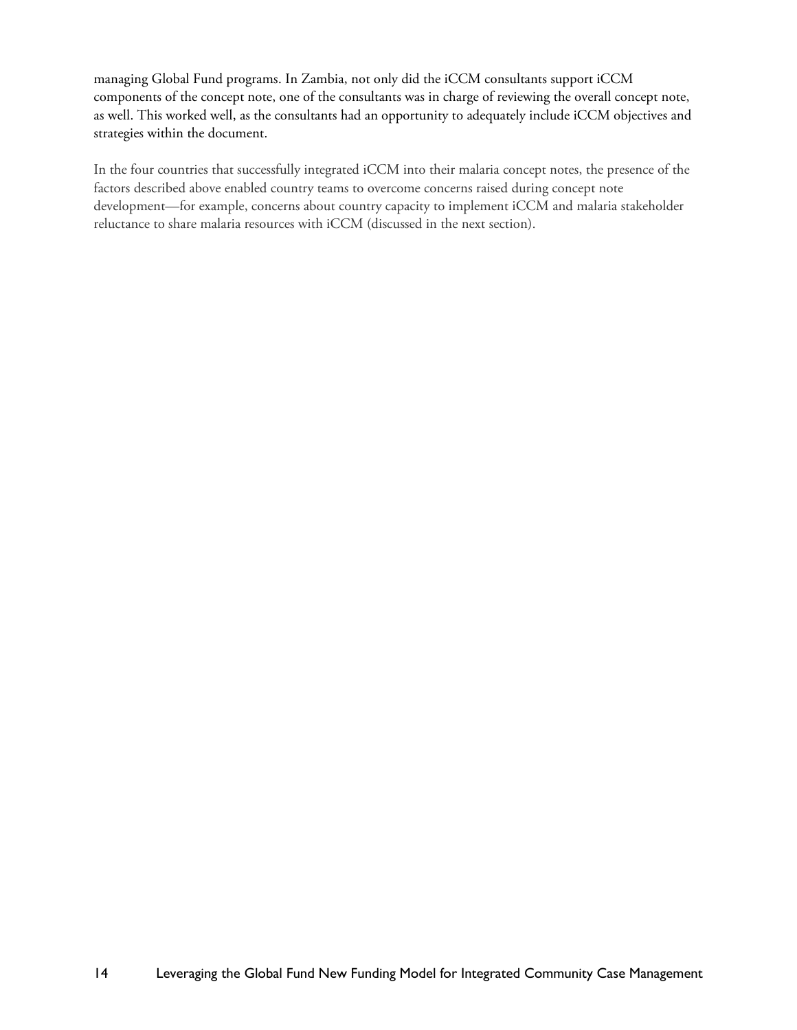managing Global Fund programs. In Zambia, not only did the iCCM consultants support iCCM components of the concept note, one of the consultants was in charge of reviewing the overall concept note, as well. This worked well, as the consultants had an opportunity to adequately include iCCM objectives and strategies within the document.

In the four countries that successfully integrated iCCM into their malaria concept notes, the presence of the factors described above enabled country teams to overcome concerns raised during concept note development—for example, concerns about country capacity to implement iCCM and malaria stakeholder reluctance to share malaria resources with iCCM (discussed in the next section).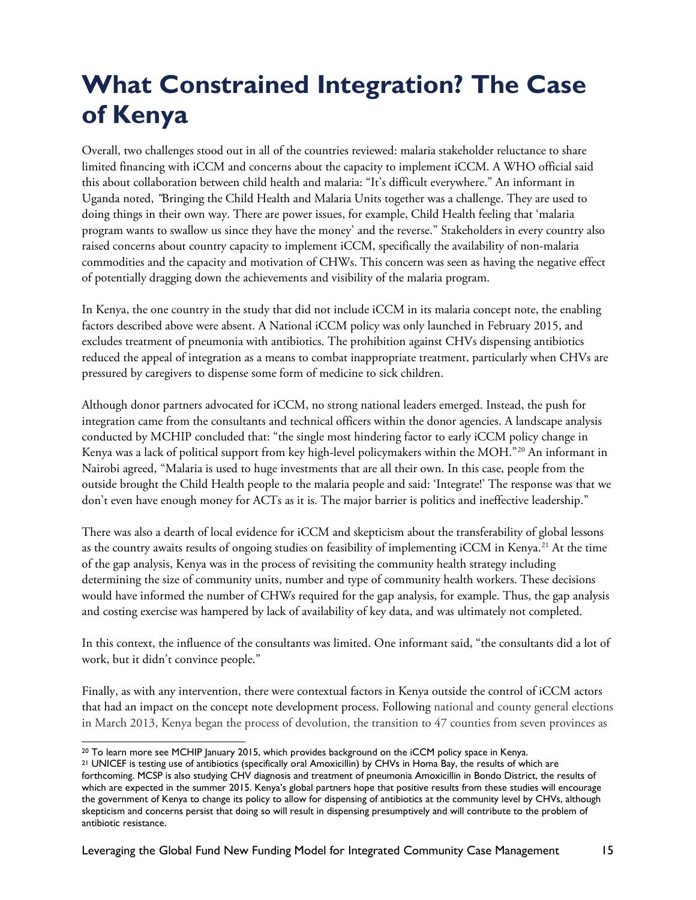# What Constrained Integration? The Case of Kenya

Overall, two challenges stood out in all of the countries reviewed: malaria stakeholder reluctance to share limited financing with iCCM and concerns about the capacity to implement iCCM. A WHO official said this about collaboration between child health and malaria: "It's difficult everywhere." An informant in Uganda noted, "Bringing the Child Health and Malaria Units together was a challenge. They are used to doing things in their own way. There are power issues, for example, Child Health feeling that 'malaria program wants to swallow us since they have the money' and the reverse." Stakeholders in every country also raised concerns about country capacity to implement iCCM, specifically the availability of non-malaria commodities and the capacity and motivation of CHWs. This concern was seen as having the negative effect of potentially dragging down the achievements and visibility of the malaria program.

In Kenya, the one country in the study that did not include iCCM in its malaria concept note, the enabling factors described above were absent. A National iCCM policy was only launched in February 2015, and excludes treatment of pneumonia with antibiotics. The prohibition against CHVs dispensing antibiotics reduced the appeal of integration as a means to combat inappropriate treatment, particularly when CHVs are pressured by caregivers to dispense some form of medicine to sick children.

Although donor partners advocated for iCCM, no strong national leaders emerged. Instead, the push for integration came from the consultants and technical officers within the donor agencies. A landscape analysis conducted by MCHIP concluded that: "the single most hindering factor to early iCCM policy change in Kenya was a lack of political support from key high-level policymakers within the MOH."[20] An informant in Nairobi agreed, "Malaria is used to huge investments that are all their own. In this case, people from the outside brought the Child Health people to the malaria people and said: 'Integrate!' The response was that we don't even have enough money for ACTs as it is. The major barrier is politics and ineffective leadership."

There was also a dearth of local evidence for iCCM and skepticism about the transferability of global lessons as the country awaits results of ongoing studies on feasibility of implementing iCCM in Kenya.[21] At the time of the gap analysis, Kenya was in the process of revisiting the community health strategy including determining the size of community units, number and type of community health workers. These decisions would have informed the number of CHWs required for the gap analysis, for example. Thus, the gap analysis and costing exercise was hampered by lack of availability of key data, and was ultimately not completed.

In this context, the influence of the consultants was limited. One informant said, "the consultants did a lot of work, but it didn't convince people."

Finally, as with any intervention, there were contextual factors in Kenya outside the control of iCCM actors that had an impact on the concept note development process. Following national and county general elections in March 2013, Kenya began the process of devolution, the transition to 47 counties from seven provinces as

[20] To learn more see MCHIP January 2015, which provides background on the iCCM policy space in Kenya.

[21] UNICEF is testing use of antibiotics (specifically oral Amoxicillin) by CHVs in Homa Bay, the results of which are forthcoming. MCSP is also studying CHV diagnosis and treatment of pneumonia Amoxicillin in Bondo District, the results of which are expected in the summer 2015. Kenya's global partners hope that positive results from these studies will encourage the government of Kenya to change its policy to allow for dispensing of antibiotics at the community level by CHVs, although skepticism and concerns persist that doing so will result in dispensing presumptively and will contribute to the problem of antibiotic resistance.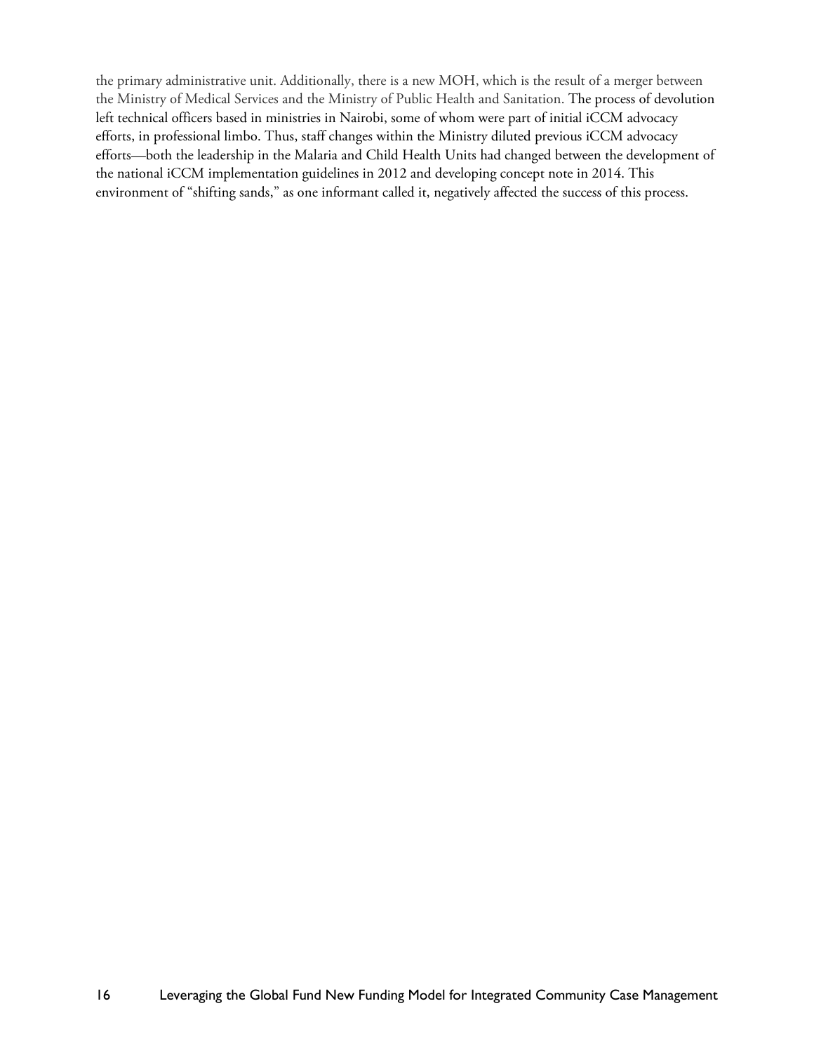the primary administrative unit. Additionally, there is a new MOH, which is the result of a merger between the Ministry of Medical Services and the Ministry of Public Health and Sanitation. The process of devolution left technical officers based in ministries in Nairobi, some of whom were part of initial iCCM advocacy efforts, in professional limbo. Thus, staff changes within the Ministry diluted previous iCCM advocacy efforts—both the leadership in the Malaria and Child Health Units had changed between the development of the national iCCM implementation guidelines in 2012 and developing concept note in 2014. This environment of "shifting sands," as one informant called it, negatively affected the success of this process.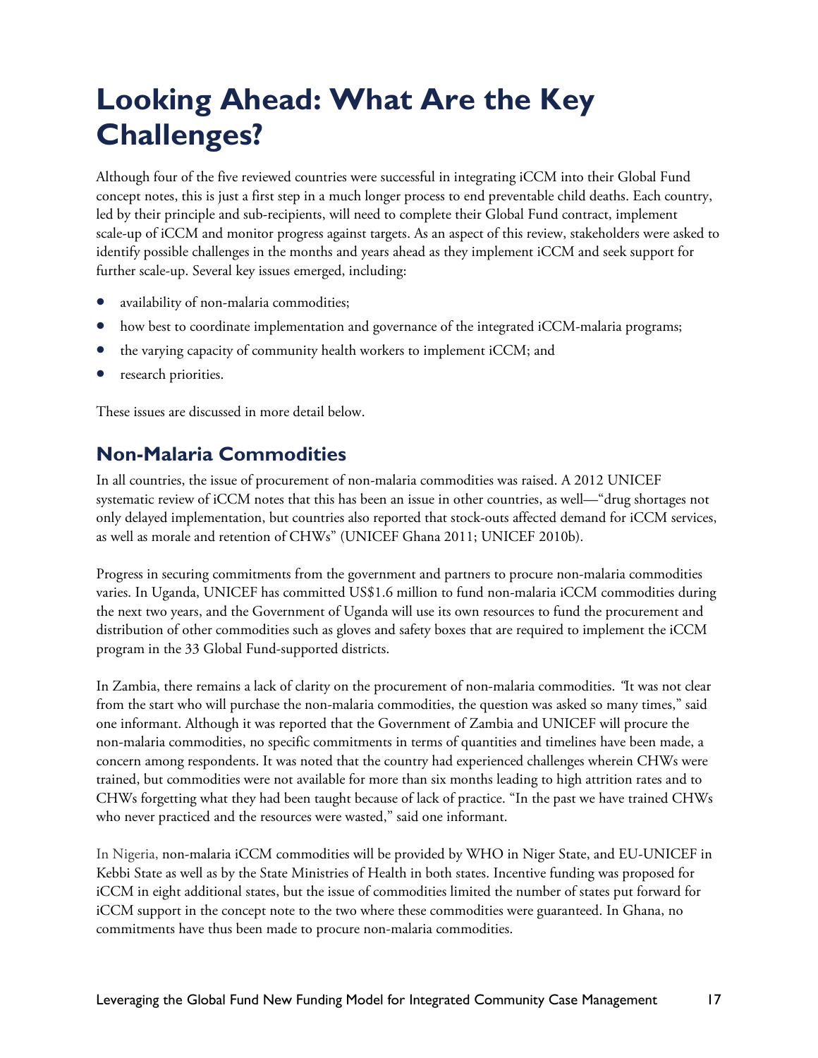# Looking Ahead: What Are the Key Challenges?

Although four of the five reviewed countries were successful in integrating iCCM into their Global Fund concept notes, this is just a first step in a much longer process to end preventable child deaths. Each country, led by their principle and sub-recipients, will need to complete their Global Fund contract, implement scale-up of iCCM and monitor progress against targets. As an aspect of this review, stakeholders were asked to identify possible challenges in the months and years ahead as they implement iCCM and seek support for further scale-up. Several key issues emerged, including:

- availability of non-malaria commodities;
- how best to coordinate implementation and governance of the integrated iCCM-malaria programs;
- the varying capacity of community health workers to implement iCCM; and
- research priorities.

These issues are discussed in more detail below.

## Non-Malaria Commodities

In all countries, the issue of procurement of non-malaria commodities was raised. A 2012 UNICEF systematic review of iCCM notes that this has been an issue in other countries, as well—"drug shortages not only delayed implementation, but countries also reported that stock-outs affected demand for iCCM services, as well as morale and retention of CHWs" (UNICEF Ghana 2011; UNICEF 2010b).

Progress in securing commitments from the government and partners to procure non-malaria commodities varies. In Uganda, UNICEF has committed US$1.6 million to fund non-malaria iCCM commodities during the next two years, and the Government of Uganda will use its own resources to fund the procurement and distribution of other commodities such as gloves and safety boxes that are required to implement the iCCM program in the 33 Global Fund-supported districts.

In Zambia, there remains a lack of clarity on the procurement of non-malaria commodities. "It was not clear from the start who will purchase the non-malaria commodities, the question was asked so many times," said one informant. Although it was reported that the Government of Zambia and UNICEF will procure the non-malaria commodities, no specific commitments in terms of quantities and timelines have been made, a concern among respondents. It was noted that the country had experienced challenges wherein CHWs were trained, but commodities were not available for more than six months leading to high attrition rates and to CHWs forgetting what they had been taught because of lack of practice. "In the past we have trained CHWs who never practiced and the resources were wasted," said one informant.

In Nigeria, non-malaria iCCM commodities will be provided by WHO in Niger State, and EU-UNICEF in Kebbi State as well as by the State Ministries of Health in both states. Incentive funding was proposed for iCCM in eight additional states, but the issue of commodities limited the number of states put forward for iCCM support in the concept note to the two where these commodities were guaranteed. In Ghana, no commitments have thus been made to procure non-malaria commodities.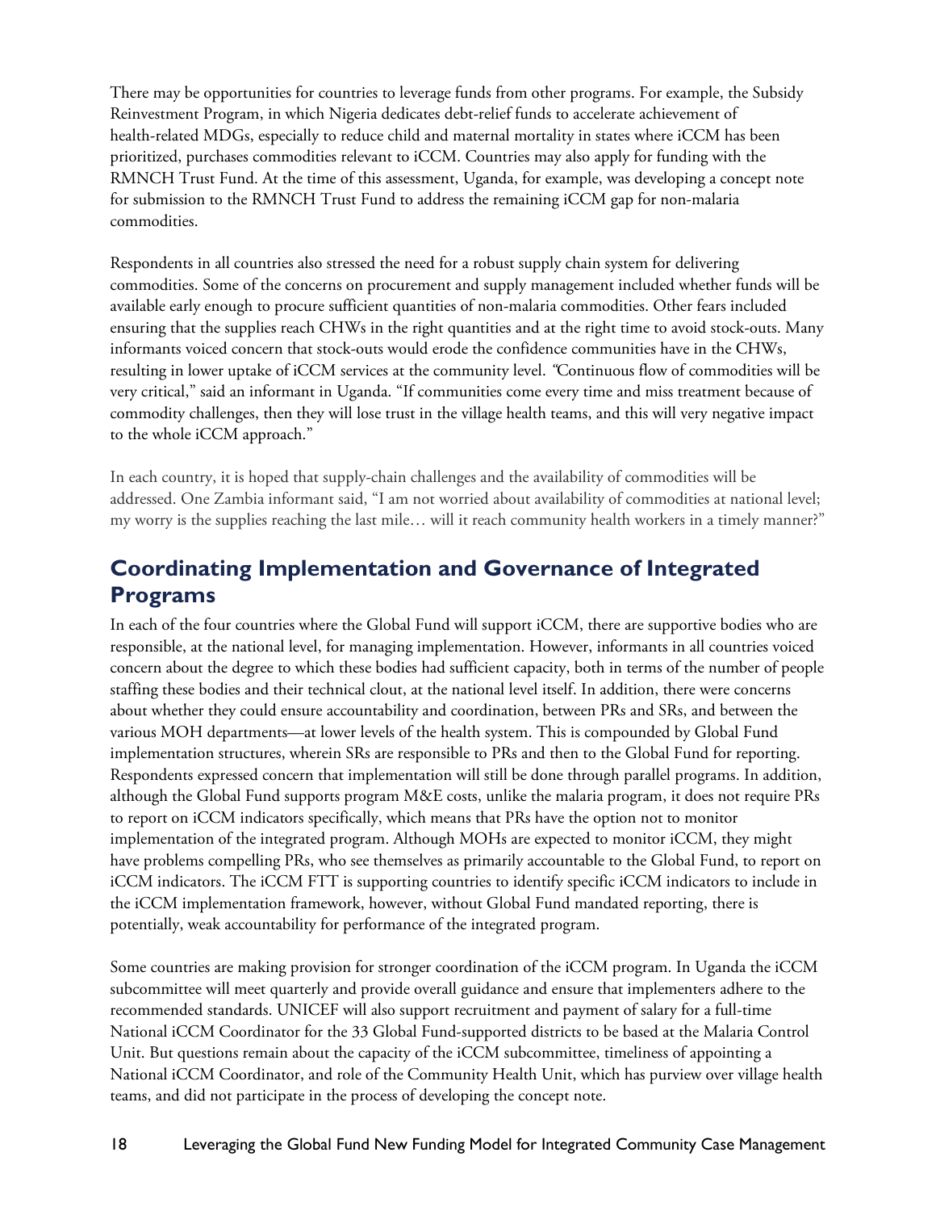There may be opportunities for countries to leverage funds from other programs. For example, the Subsidy Reinvestment Program, in which Nigeria dedicates debt-relief funds to accelerate achievement of health-related MDGs, especially to reduce child and maternal mortality in states where iCCM has been prioritized, purchases commodities relevant to iCCM. Countries may also apply for funding with the RMNCH Trust Fund. At the time of this assessment, Uganda, for example, was developing a concept note for submission to the RMNCH Trust Fund to address the remaining iCCM gap for non-malaria commodities.

Respondents in all countries also stressed the need for a robust supply chain system for delivering commodities. Some of the concerns on procurement and supply management included whether funds will be available early enough to procure sufficient quantities of non-malaria commodities. Other fears included ensuring that the supplies reach CHWs in the right quantities and at the right time to avoid stock-outs. Many informants voiced concern that stock-outs would erode the confidence communities have in the CHWs, resulting in lower uptake of iCCM services at the community level. "Continuous flow of commodities will be very critical," said an informant in Uganda. "If communities come every time and miss treatment because of commodity challenges, then they will lose trust in the village health teams, and this will very negative impact to the whole iCCM approach."

In each country, it is hoped that supply-chain challenges and the availability of commodities will be addressed. One Zambia informant said, "I am not worried about availability of commodities at national level; my worry is the supplies reaching the last mile… will it reach community health workers in a timely manner?"

## Coordinating Implementation and Governance of Integrated Programs

In each of the four countries where the Global Fund will support iCCM, there are supportive bodies who are responsible, at the national level, for managing implementation. However, informants in all countries voiced concern about the degree to which these bodies had sufficient capacity, both in terms of the number of people staffing these bodies and their technical clout, at the national level itself. In addition, there were concerns about whether they could ensure accountability and coordination, between PRs and SRs, and between the various MOH departments—at lower levels of the health system. This is compounded by Global Fund implementation structures, wherein SRs are responsible to PRs and then to the Global Fund for reporting. Respondents expressed concern that implementation will still be done through parallel programs. In addition, although the Global Fund supports program M&E costs, unlike the malaria program, it does not require PRs to report on iCCM indicators specifically, which means that PRs have the option not to monitor implementation of the integrated program. Although MOHs are expected to monitor iCCM, they might have problems compelling PRs, who see themselves as primarily accountable to the Global Fund, to report on iCCM indicators. The iCCM FTT is supporting countries to identify specific iCCM indicators to include in the iCCM implementation framework, however, without Global Fund mandated reporting, there is potentially, weak accountability for performance of the integrated program.

Some countries are making provision for stronger coordination of the iCCM program. In Uganda the iCCM subcommittee will meet quarterly and provide overall guidance and ensure that implementers adhere to the recommended standards. UNICEF will also support recruitment and payment of salary for a full-time National iCCM Coordinator for the 33 Global Fund-supported districts to be based at the Malaria Control Unit. But questions remain about the capacity of the iCCM subcommittee, timeliness of appointing a National iCCM Coordinator, and role of the Community Health Unit, which has purview over village health teams, and did not participate in the process of developing the concept note.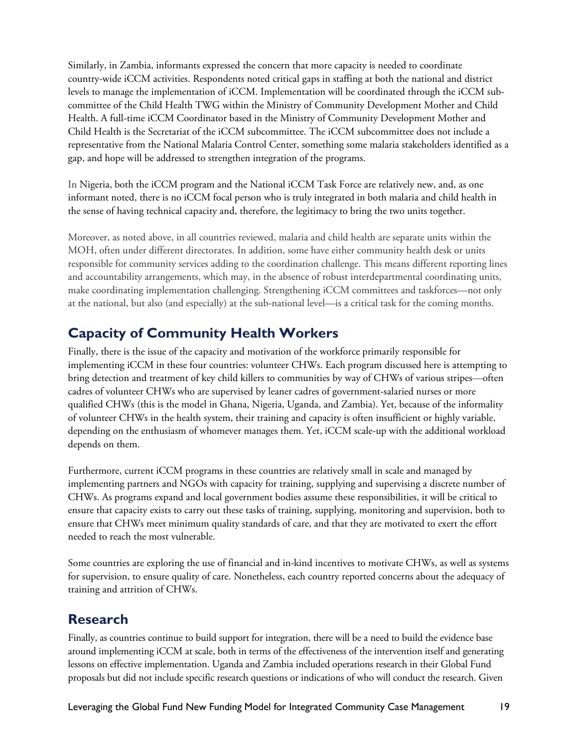Similarly, in Zambia, informants expressed the concern that more capacity is needed to coordinate country-wide iCCM activities. Respondents noted critical gaps in staffing at both the national and district levels to manage the implementation of iCCM. Implementation will be coordinated through the iCCM sub-committee of the Child Health TWG within the Ministry of Community Development Mother and Child Health. A full-time iCCM Coordinator based in the Ministry of Community Development Mother and Child Health is the Secretariat of the iCCM subcommittee. The iCCM subcommittee does not include a representative from the National Malaria Control Center, something some malaria stakeholders identified as a gap, and hope will be addressed to strengthen integration of the programs.

In Nigeria, both the iCCM program and the National iCCM Task Force are relatively new, and, as one informant noted, there is no iCCM focal person who is truly integrated in both malaria and child health in the sense of having technical capacity and, therefore, the legitimacy to bring the two units together.

Moreover, as noted above, in all countries reviewed, malaria and child health are separate units within the MOH, often under different directorates. In addition, some have either community health desk or units responsible for community services adding to the coordination challenge. This means different reporting lines and accountability arrangements, which may, in the absence of robust interdepartmental coordinating units, make coordinating implementation challenging. Strengthening iCCM committees and taskforces—not only at the national, but also (and especially) at the sub-national level—is a critical task for the coming months.

## Capacity of Community Health Workers

Finally, there is the issue of the capacity and motivation of the workforce primarily responsible for implementing iCCM in these four countries: volunteer CHWs. Each program discussed here is attempting to bring detection and treatment of key child killers to communities by way of CHWs of various stripes—often cadres of volunteer CHWs who are supervised by leaner cadres of government-salaried nurses or more qualified CHWs (this is the model in Ghana, Nigeria, Uganda, and Zambia). Yet, because of the informality of volunteer CHWs in the health system, their training and capacity is often insufficient or highly variable, depending on the enthusiasm of whomever manages them. Yet, iCCM scale-up with the additional workload depends on them.

Furthermore, current iCCM programs in these countries are relatively small in scale and managed by implementing partners and NGOs with capacity for training, supplying and supervising a discrete number of CHWs. As programs expand and local government bodies assume these responsibilities, it will be critical to ensure that capacity exists to carry out these tasks of training, supplying, monitoring and supervision, both to ensure that CHWs meet minimum quality standards of care, and that they are motivated to exert the effort needed to reach the most vulnerable.

Some countries are exploring the use of financial and in-kind incentives to motivate CHWs, as well as systems for supervision, to ensure quality of care. Nonetheless, each country reported concerns about the adequacy of training and attrition of CHWs.

## Research

Finally, as countries continue to build support for integration, there will be a need to build the evidence base around implementing iCCM at scale, both in terms of the effectiveness of the intervention itself and generating lessons on effective implementation. Uganda and Zambia included operations research in their Global Fund proposals but did not include specific research questions or indications of who will conduct the research. Given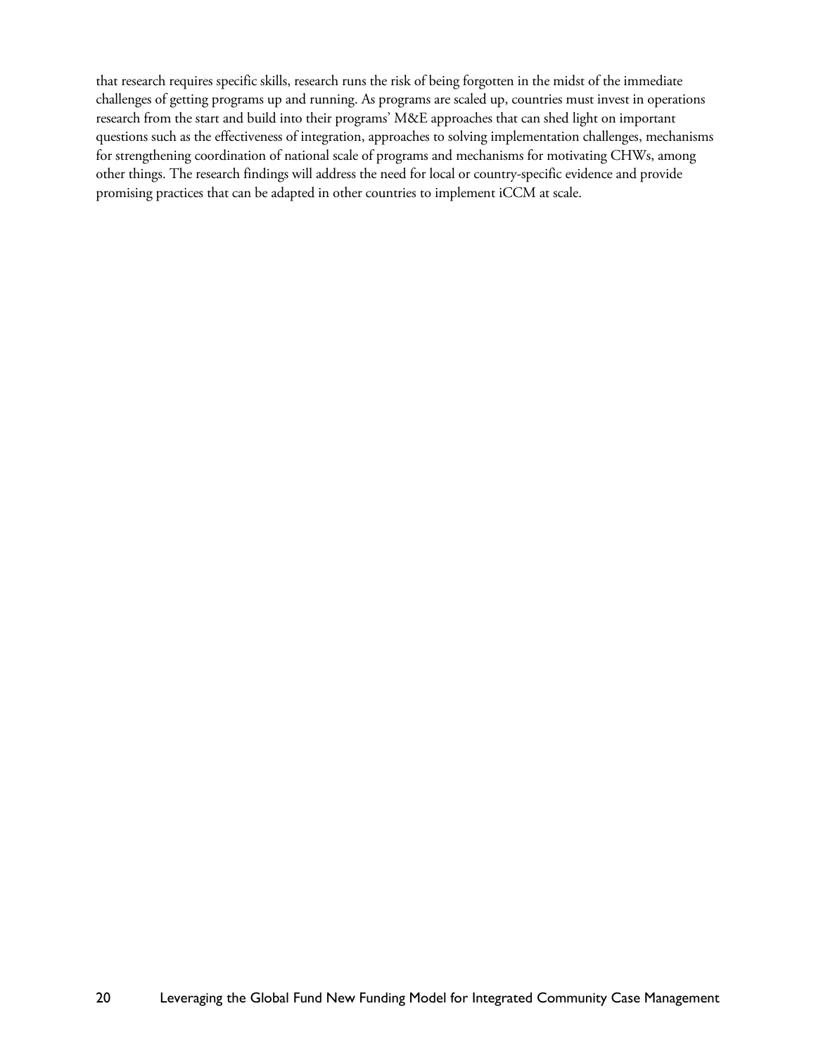that research requires specific skills, research runs the risk of being forgotten in the midst of the immediate challenges of getting programs up and running. As programs are scaled up, countries must invest in operations research from the start and build into their programs' M&E approaches that can shed light on important questions such as the effectiveness of integration, approaches to solving implementation challenges, mechanisms for strengthening coordination of national scale of programs and mechanisms for motivating CHWs, among other things. The research findings will address the need for local or country-specific evidence and provide promising practices that can be adapted in other countries to implement iCCM at scale.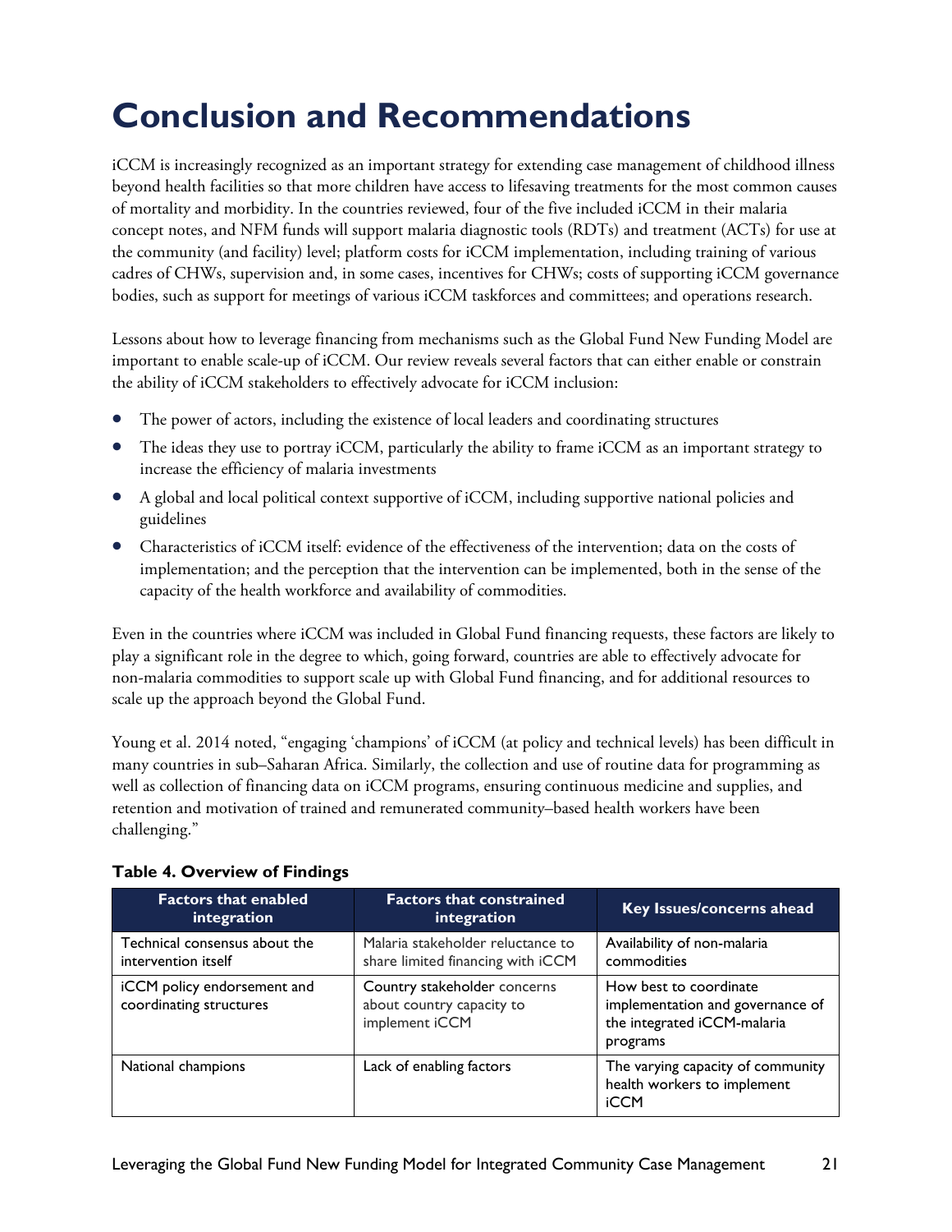# Conclusion and Recommendations

iCCM is increasingly recognized as an important strategy for extending case management of childhood illness beyond health facilities so that more children have access to lifesaving treatments for the most common causes of mortality and morbidity. In the countries reviewed, four of the five included iCCM in their malaria concept notes, and NFM funds will support malaria diagnostic tools (RDTs) and treatment (ACTs) for use at the community (and facility) level; platform costs for iCCM implementation, including training of various cadres of CHWs, supervision and, in some cases, incentives for CHWs; costs of supporting iCCM governance bodies, such as support for meetings of various iCCM taskforces and committees; and operations research.

Lessons about how to leverage financing from mechanisms such as the Global Fund New Funding Model are important to enable scale-up of iCCM. Our review reveals several factors that can either enable or constrain the ability of iCCM stakeholders to effectively advocate for iCCM inclusion:

- The power of actors, including the existence of local leaders and coordinating structures
- The ideas they use to portray iCCM, particularly the ability to frame iCCM as an important strategy to increase the efficiency of malaria investments
- A global and local political context supportive of iCCM, including supportive national policies and guidelines
- Characteristics of iCCM itself: evidence of the effectiveness of the intervention; data on the costs of implementation; and the perception that the intervention can be implemented, both in the sense of the capacity of the health workforce and availability of commodities.

Even in the countries where iCCM was included in Global Fund financing requests, these factors are likely to play a significant role in the degree to which, going forward, countries are able to effectively advocate for non-malaria commodities to support scale up with Global Fund financing, and for additional resources to scale up the approach beyond the Global Fund.

Young et al. 2014 noted, "engaging 'champions' of iCCM (at policy and technical levels) has been difficult in many countries in sub–Saharan Africa. Similarly, the collection and use of routine data for programming as well as collection of financing data on iCCM programs, ensuring continuous medicine and supplies, and retention and motivation of trained and remunerated community–based health workers have been challenging."

**Table 4. Overview of Findings**

| Factors that enabled integration | Factors that constrained integration | Key Issues/concerns ahead |
|---|---|---|
| Technical consensus about the intervention itself | Malaria stakeholder reluctance to share limited financing with iCCM | Availability of non-malaria commodities |
| iCCM policy endorsement and coordinating structures | Country stakeholder concerns about country capacity to implement iCCM | How best to coordinate implementation and governance of the integrated iCCM-malaria programs |
| National champions | Lack of enabling factors | The varying capacity of community health workers to implement iCCM |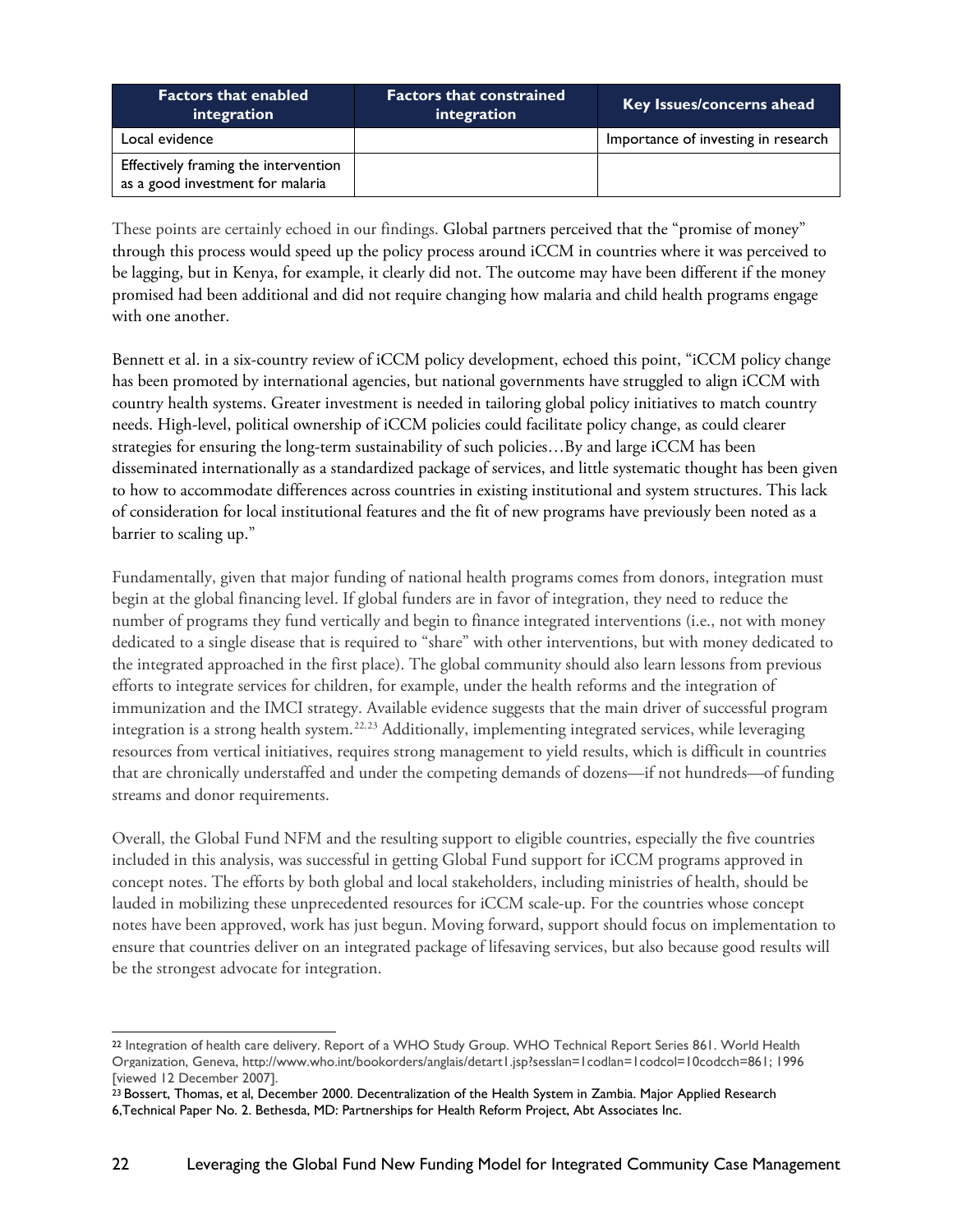| Factors that enabled integration | Factors that constrained integration | Key Issues/concerns ahead |
| --- | --- | --- |
| Local evidence | | Importance of investing in research |
| Effectively framing the intervention as a good investment for malaria | | |

These points are certainly echoed in our findings. Global partners perceived that the "promise of money" through this process would speed up the policy process around iCCM in countries where it was perceived to be lagging, but in Kenya, for example, it clearly did not. The outcome may have been different if the money promised had been additional and did not require changing how malaria and child health programs engage with one another.

Bennett et al. in a six-country review of iCCM policy development, echoed this point, "iCCM policy change has been promoted by international agencies, but national governments have struggled to align iCCM with country health systems. Greater investment is needed in tailoring global policy initiatives to match country needs. High-level, political ownership of iCCM policies could facilitate policy change, as could clearer strategies for ensuring the long-term sustainability of such policies…By and large iCCM has been disseminated internationally as a standardized package of services, and little systematic thought has been given to how to accommodate differences across countries in existing institutional and system structures. This lack of consideration for local institutional features and the fit of new programs have previously been noted as a barrier to scaling up."

Fundamentally, given that major funding of national health programs comes from donors, integration must begin at the global financing level. If global funders are in favor of integration, they need to reduce the number of programs they fund vertically and begin to finance integrated interventions (i.e., not with money dedicated to a single disease that is required to "share" with other interventions, but with money dedicated to the integrated approached in the first place). The global community should also learn lessons from previous efforts to integrate services for children, for example, under the health reforms and the integration of immunization and the IMCI strategy. Available evidence suggests that the main driver of successful program integration is a strong health system.[22,23] Additionally, implementing integrated services, while leveraging resources from vertical initiatives, requires strong management to yield results, which is difficult in countries that are chronically understaffed and under the competing demands of dozens—if not hundreds—of funding streams and donor requirements.

Overall, the Global Fund NFM and the resulting support to eligible countries, especially the five countries included in this analysis, was successful in getting Global Fund support for iCCM programs approved in concept notes. The efforts by both global and local stakeholders, including ministries of health, should be lauded in mobilizing these unprecedented resources for iCCM scale-up. For the countries whose concept notes have been approved, work has just begun. Moving forward, support should focus on implementation to ensure that countries deliver on an integrated package of lifesaving services, but also because good results will be the strongest advocate for integration.

---

[22] Integration of health care delivery. Report of a WHO Study Group. WHO Technical Report Series 861. World Health Organization, Geneva, http://www.who.int/bookorders/anglais/detart1.jsp?sesslan=1codlan=1codcol=10codcch=861; 1996 [viewed 12 December 2007].

[23] Bossert, Thomas, et al, December 2000. Decentralization of the Health System in Zambia. Major Applied Research 6,Technical Paper No. 2. Bethesda, MD: Partnerships for Health Reform Project, Abt Associates Inc.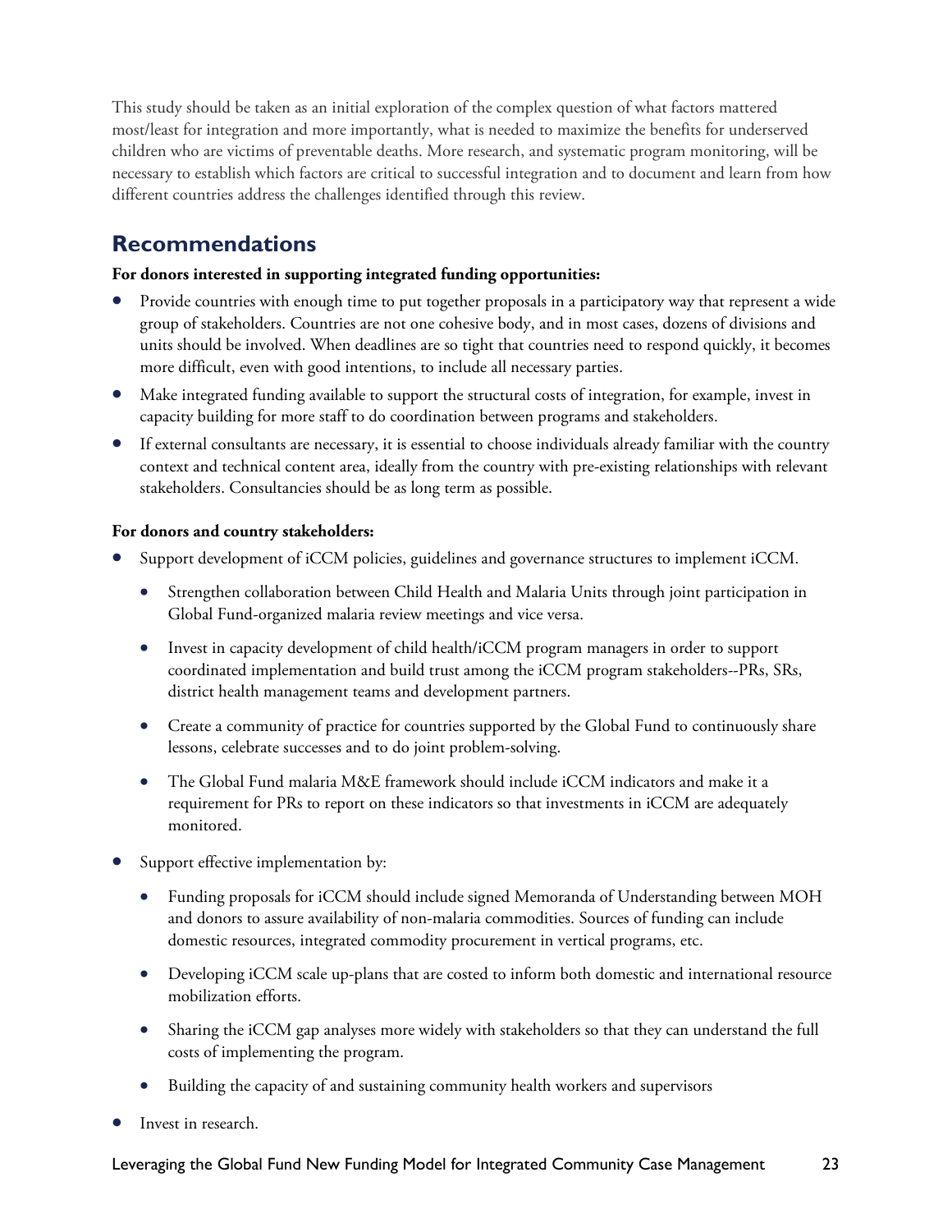This study should be taken as an initial exploration of the complex question of what factors mattered most/least for integration and more importantly, what is needed to maximize the benefits for underserved children who are victims of preventable deaths. More research, and systematic program monitoring, will be necessary to establish which factors are critical to successful integration and to document and learn from how different countries address the challenges identified through this review.

## Recommendations

**For donors interested in supporting integrated funding opportunities:**

- Provide countries with enough time to put together proposals in a participatory way that represent a wide group of stakeholders. Countries are not one cohesive body, and in most cases, dozens of divisions and units should be involved. When deadlines are so tight that countries need to respond quickly, it becomes more difficult, even with good intentions, to include all necessary parties.
- Make integrated funding available to support the structural costs of integration, for example, invest in capacity building for more staff to do coordination between programs and stakeholders.
- If external consultants are necessary, it is essential to choose individuals already familiar with the country context and technical content area, ideally from the country with pre-existing relationships with relevant stakeholders. Consultancies should be as long term as possible.

**For donors and country stakeholders:**

- Support development of iCCM policies, guidelines and governance structures to implement iCCM.
  - Strengthen collaboration between Child Health and Malaria Units through joint participation in Global Fund-organized malaria review meetings and vice versa.
  - Invest in capacity development of child health/iCCM program managers in order to support coordinated implementation and build trust among the iCCM program stakeholders--PRs, SRs, district health management teams and development partners.
  - Create a community of practice for countries supported by the Global Fund to continuously share lessons, celebrate successes and to do joint problem-solving.
  - The Global Fund malaria M&E framework should include iCCM indicators and make it a requirement for PRs to report on these indicators so that investments in iCCM are adequately monitored.
- Support effective implementation by:
  - Funding proposals for iCCM should include signed Memoranda of Understanding between MOH and donors to assure availability of non-malaria commodities. Sources of funding can include domestic resources, integrated commodity procurement in vertical programs, etc.
  - Developing iCCM scale up-plans that are costed to inform both domestic and international resource mobilization efforts.
  - Sharing the iCCM gap analyses more widely with stakeholders so that they can understand the full costs of implementing the program.
  - Building the capacity of and sustaining community health workers and supervisors
- Invest in research.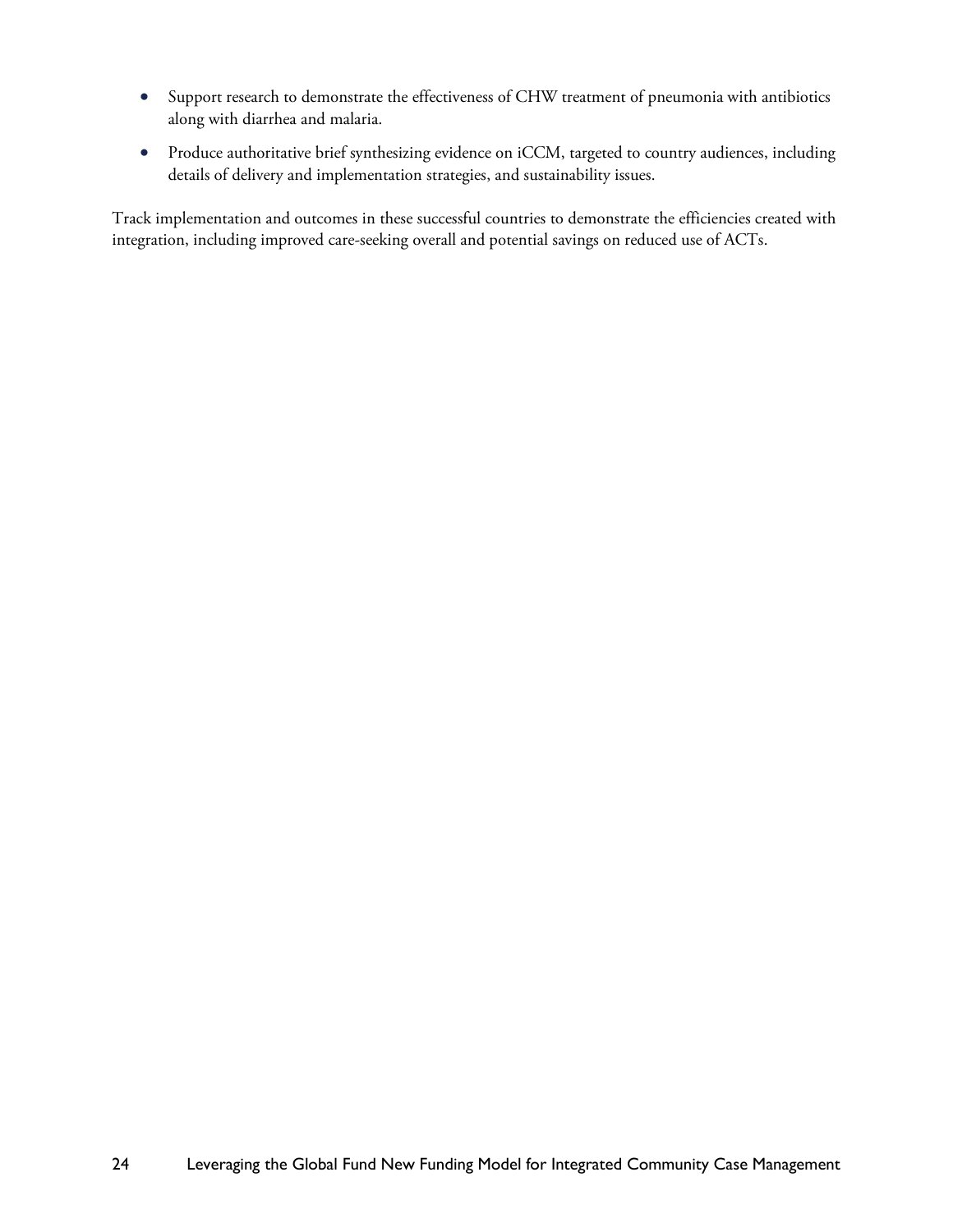- Support research to demonstrate the effectiveness of CHW treatment of pneumonia with antibiotics along with diarrhea and malaria.
- Produce authoritative brief synthesizing evidence on iCCM, targeted to country audiences, including details of delivery and implementation strategies, and sustainability issues.

Track implementation and outcomes in these successful countries to demonstrate the efficiencies created with integration, including improved care-seeking overall and potential savings on reduced use of ACTs.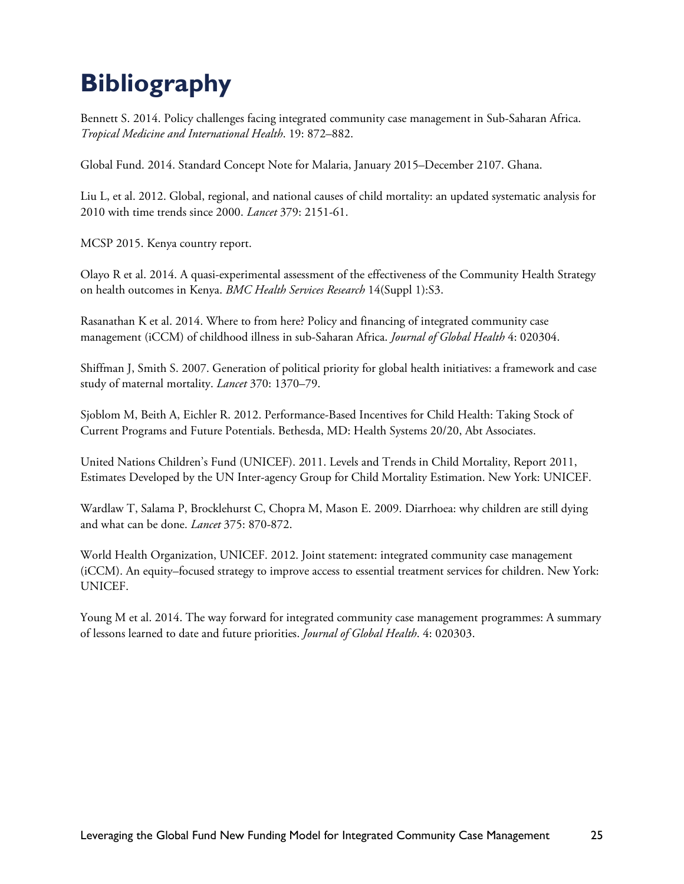# Bibliography

Bennett S. 2014. Policy challenges facing integrated community case management in Sub-Saharan Africa. *Tropical Medicine and International Health*. 19: 872–882.

Global Fund. 2014. Standard Concept Note for Malaria, January 2015–December 2107. Ghana.

Liu L, et al. 2012. Global, regional, and national causes of child mortality: an updated systematic analysis for 2010 with time trends since 2000. *Lancet* 379: 2151-61.

MCSP 2015. Kenya country report.

Olayo R et al. 2014. A quasi-experimental assessment of the effectiveness of the Community Health Strategy on health outcomes in Kenya. *BMC Health Services Research* 14(Suppl 1):S3.

Rasanathan K et al. 2014. Where to from here? Policy and financing of integrated community case management (iCCM) of childhood illness in sub-Saharan Africa. *Journal of Global Health* 4: 020304.

Shiffman J, Smith S. 2007. Generation of political priority for global health initiatives: a framework and case study of maternal mortality. *Lancet* 370: 1370–79.

Sjoblom M, Beith A, Eichler R. 2012. Performance-Based Incentives for Child Health: Taking Stock of Current Programs and Future Potentials. Bethesda, MD: Health Systems 20/20, Abt Associates.

United Nations Children's Fund (UNICEF). 2011. Levels and Trends in Child Mortality, Report 2011, Estimates Developed by the UN Inter-agency Group for Child Mortality Estimation. New York: UNICEF.

Wardlaw T, Salama P, Brocklehurst C, Chopra M, Mason E. 2009. Diarrhoea: why children are still dying and what can be done. *Lancet* 375: 870-872.

World Health Organization, UNICEF. 2012. Joint statement: integrated community case management (iCCM). An equity–focused strategy to improve access to essential treatment services for children. New York: UNICEF.

Young M et al. 2014. The way forward for integrated community case management programmes: A summary of lessons learned to date and future priorities. *Journal of Global Health*. 4: 020303.